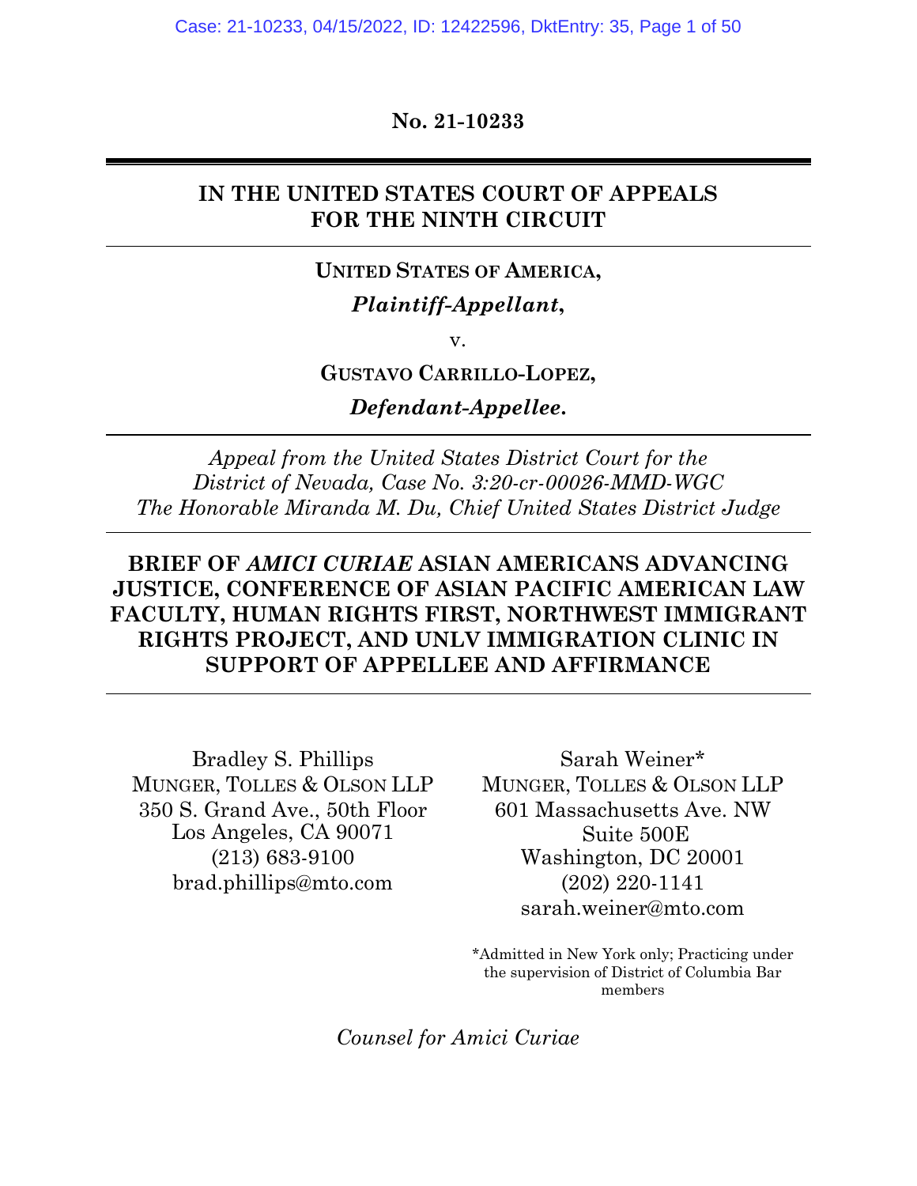**No. 21-10233**

---

## IN THE UNITED STATES COURT OF APPEALS FOR THE NINTH CIRCUIT

---

**UNITED STATES OF AMERICA,**

***Plaintiff-Appellant*,**

v.

**GUSTAVO CARRILLO-LOPEZ,**

***Defendant-Appellee*.**

---

*Appeal from the United States District Court for the District of Nevada, Case No. 3:20-cr-00026-MMD-WGC*
*The Honorable Miranda M. Du, Chief United States District Judge*

---

## BRIEF OF *AMICI CURIAE* ASIAN AMERICANS ADVANCING JUSTICE, CONFERENCE OF ASIAN PACIFIC AMERICAN LAW FACULTY, HUMAN RIGHTS FIRST, NORTHWEST IMMIGRANT RIGHTS PROJECT, AND UNLV IMMIGRATION CLINIC IN SUPPORT OF APPELLEE AND AFFIRMANCE

---

Bradley S. Phillips
MUNGER, TOLLES & OLSON LLP
350 S. Grand Ave., 50th Floor
Los Angeles, CA 90071
(213) 683-9100
brad.phillips@mto.com

Sarah Weiner*
MUNGER, TOLLES & OLSON LLP
601 Massachusetts Ave. NW
Suite 500E
Washington, DC 20001
(202) 220-1141
sarah.weiner@mto.com

*Admitted in New York only; Practicing under the supervision of District of Columbia Bar members

*Counsel for Amici Curiae*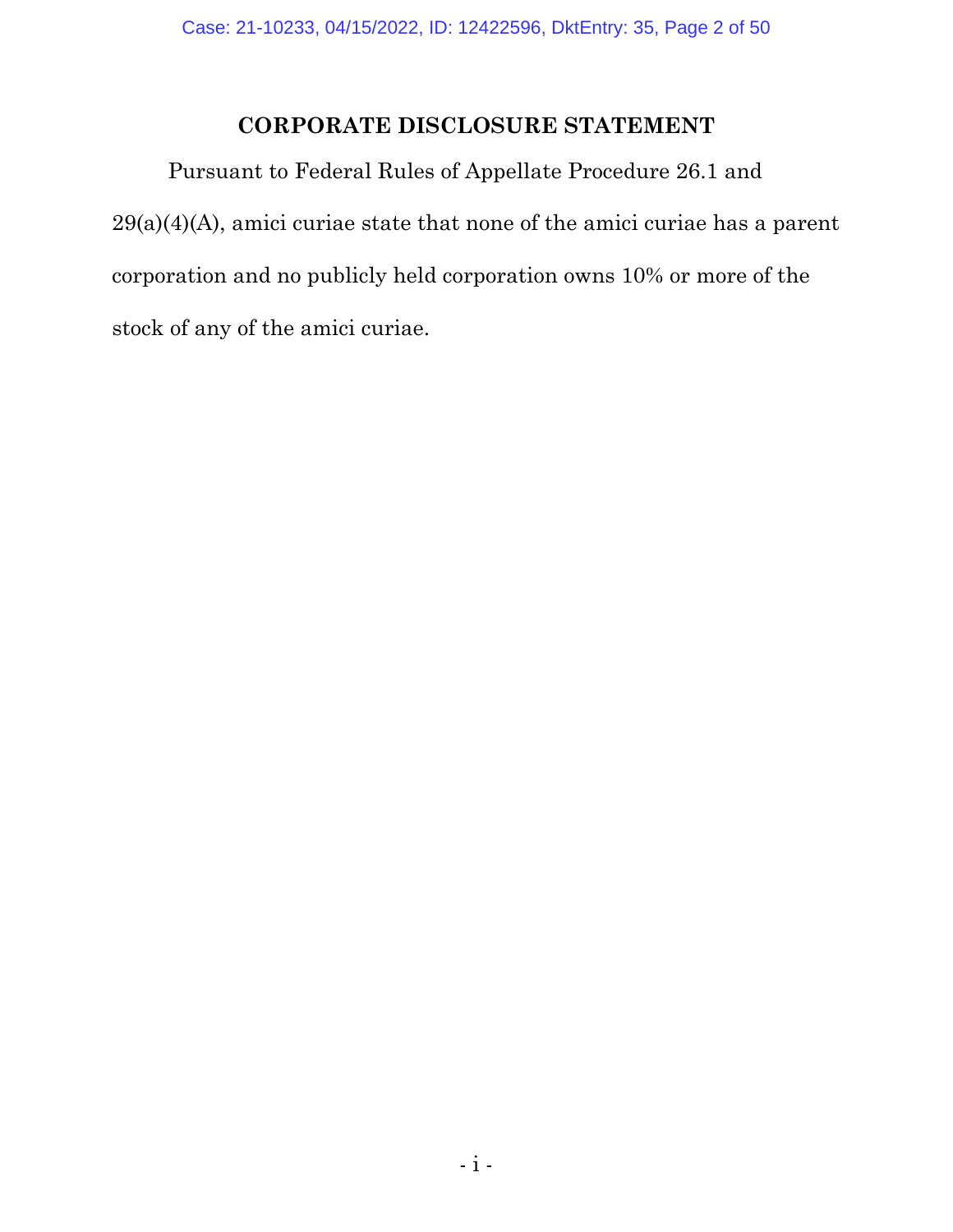## CORPORATE DISCLOSURE STATEMENT

Pursuant to Federal Rules of Appellate Procedure 26.1 and 29(a)(4)(A), amici curiae state that none of the amici curiae has a parent corporation and no publicly held corporation owns 10% or more of the stock of any of the amici curiae.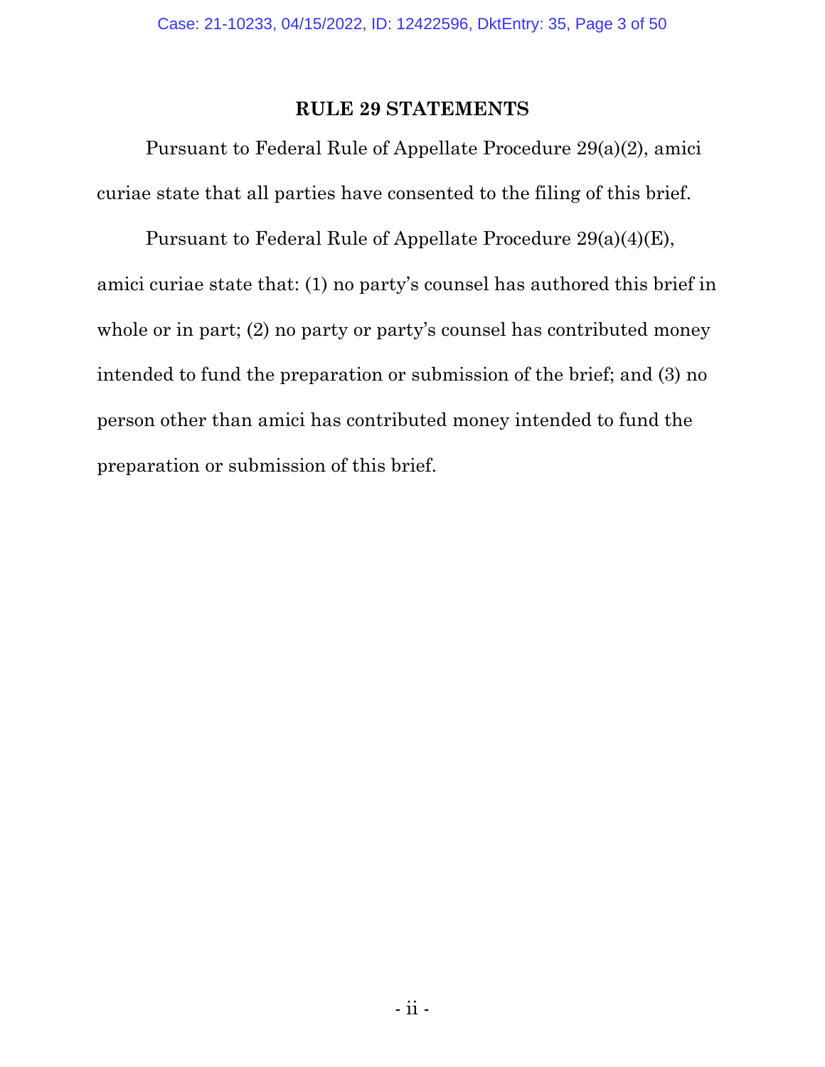## RULE 29 STATEMENTS

Pursuant to Federal Rule of Appellate Procedure 29(a)(2), amici curiae state that all parties have consented to the filing of this brief.

Pursuant to Federal Rule of Appellate Procedure 29(a)(4)(E), amici curiae state that: (1) no party's counsel has authored this brief in whole or in part; (2) no party or party's counsel has contributed money intended to fund the preparation or submission of the brief; and (3) no person other than amici has contributed money intended to fund the preparation or submission of this brief.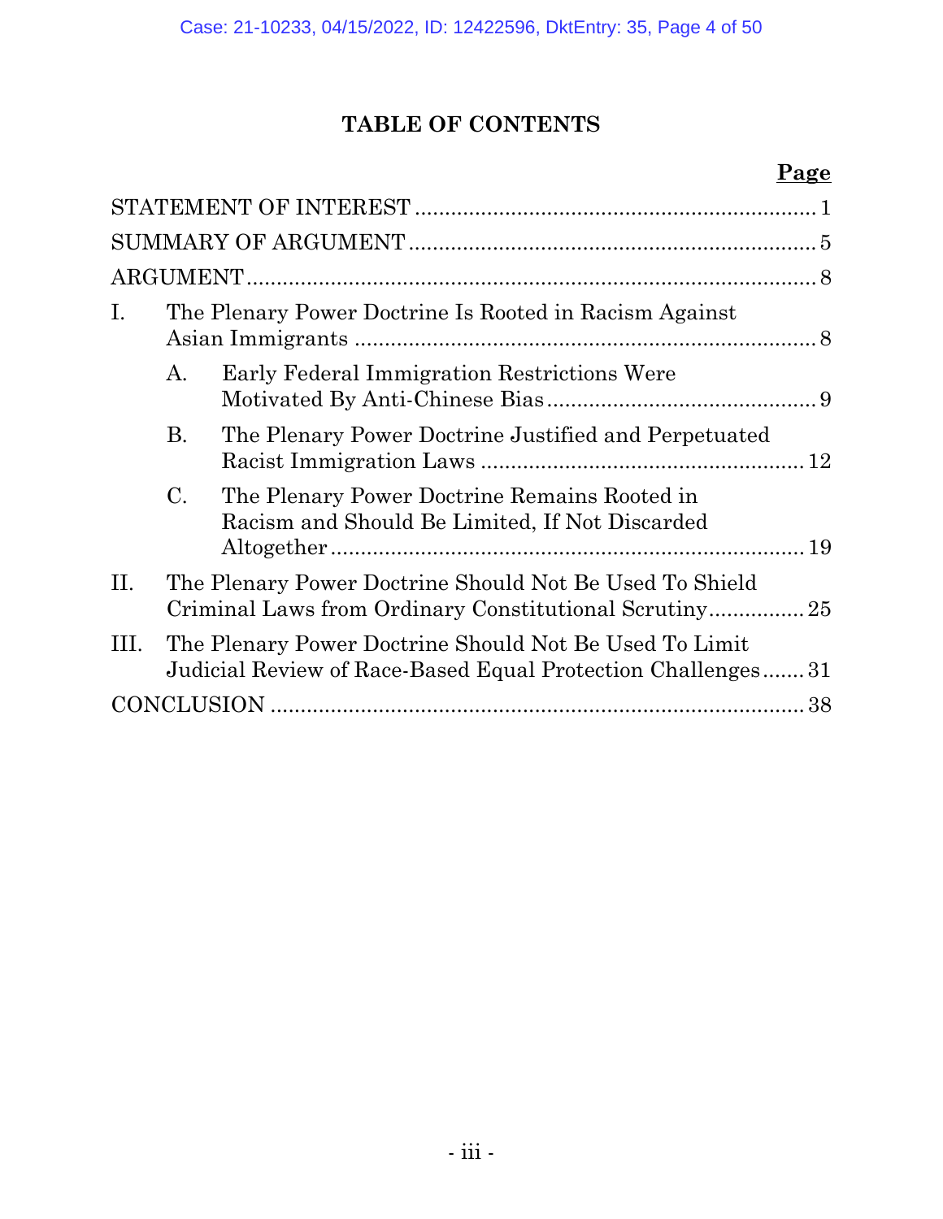# TABLE OF CONTENTS

| | | Page |
|---|---|---|
| STATEMENT OF INTEREST | | 1 |
| SUMMARY OF ARGUMENT | | 5 |
| ARGUMENT | | 8 |
| I. | The Plenary Power Doctrine Is Rooted in Racism Against Asian Immigrants | 8 |
| | A. Early Federal Immigration Restrictions Were Motivated By Anti-Chinese Bias | 9 |
| | B. The Plenary Power Doctrine Justified and Perpetuated Racist Immigration Laws | 12 |
| | C. The Plenary Power Doctrine Remains Rooted in Racism and Should Be Limited, If Not Discarded Altogether | 19 |
| II. | The Plenary Power Doctrine Should Not Be Used To Shield Criminal Laws from Ordinary Constitutional Scrutiny | 25 |
| III. | The Plenary Power Doctrine Should Not Be Used To Limit Judicial Review of Race-Based Equal Protection Challenges | 31 |
| CONCLUSION | | 38 |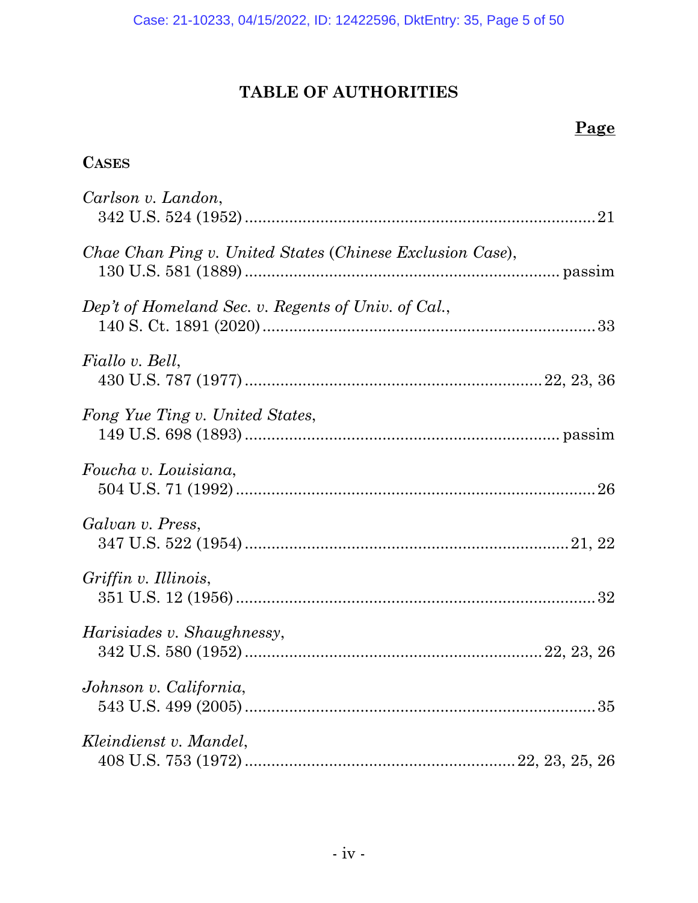# TABLE OF AUTHORITIES

**Page**

**CASES**

*Carlson v. Landon*,
342 U.S. 524 (1952) .............................................................................. 21

*Chae Chan Ping v. United States* (*Chinese Exclusion Case*),
130 U.S. 581 (1889) ..................................................................... passim

*Dep't of Homeland Sec. v. Regents of Univ. of Cal.*,
140 S. Ct. 1891 (2020) .......................................................................... 33

*Fiallo v. Bell*,
430 U.S. 787 (1977) ................................................................ 22, 23, 36

*Fong Yue Ting v. United States*,
149 U.S. 698 (1893) ..................................................................... passim

*Foucha v. Louisiana*,
504 U.S. 71 (1992) ................................................................................ 26

*Galvan v. Press*,
347 U.S. 522 (1954) ........................................................................ 21, 22

*Griffin v. Illinois*,
351 U.S. 12 (1956) ................................................................................ 32

*Harisiades v. Shaughnessy*,
342 U.S. 580 (1952) ................................................................ 22, 23, 26

*Johnson v. California*,
543 U.S. 499 (2005) .............................................................................. 35

*Kleindienst v. Mandel*,
408 U.S. 753 (1972) .......................................................... 22, 23, 25, 26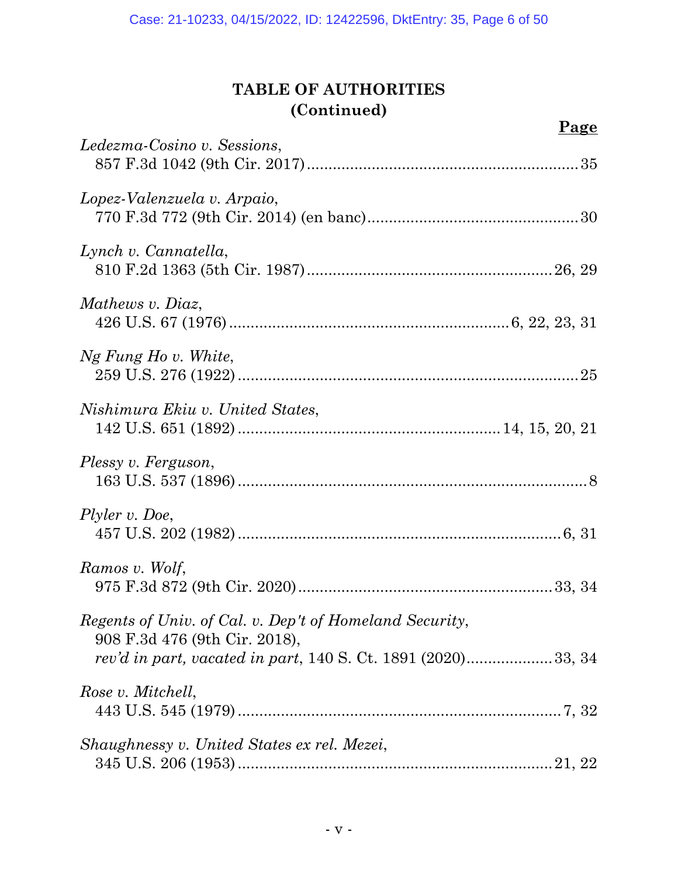# TABLE OF AUTHORITIES
# (Continued)

**Page**

*Ledezma-Cosino v. Sessions*,
857 F.3d 1042 (9th Cir. 2017) ........................................................ 35

*Lopez-Valenzuela v. Arpaio*,
770 F.3d 772 (9th Cir. 2014) (en banc) ........................................... 30

*Lynch v. Cannatella*,
810 F.2d 1363 (5th Cir. 1987) .................................................. 26, 29

*Mathews v. Diaz*,
426 U.S. 67 (1976) ........................................................ 6, 22, 23, 31

*Ng Fung Ho v. White*,
259 U.S. 276 (1922) ........................................................................ 25

*Nishimura Ekiu v. United States*,
142 U.S. 651 (1892) ..................................................... 14, 15, 20, 21

*Plessy v. Ferguson*,
163 U.S. 537 (1896) .......................................................................... 8

*Plyler v. Doe*,
457 U.S. 202 (1982) ................................................................... 6, 31

*Ramos v. Wolf*,
975 F.3d 872 (9th Cir. 2020) ..................................................... 33, 34

*Regents of Univ. of Cal. v. Dep't of Homeland Security*,
908 F.3d 476 (9th Cir. 2018),
*rev'd in part, vacated in part*, 140 S. Ct. 1891 (2020) .................... 33, 34

*Rose v. Mitchell*,
443 U.S. 545 (1979) ................................................................... 7, 32

*Shaughnessy v. United States ex rel. Mezei*,
345 U.S. 206 (1953) ................................................................. 21, 22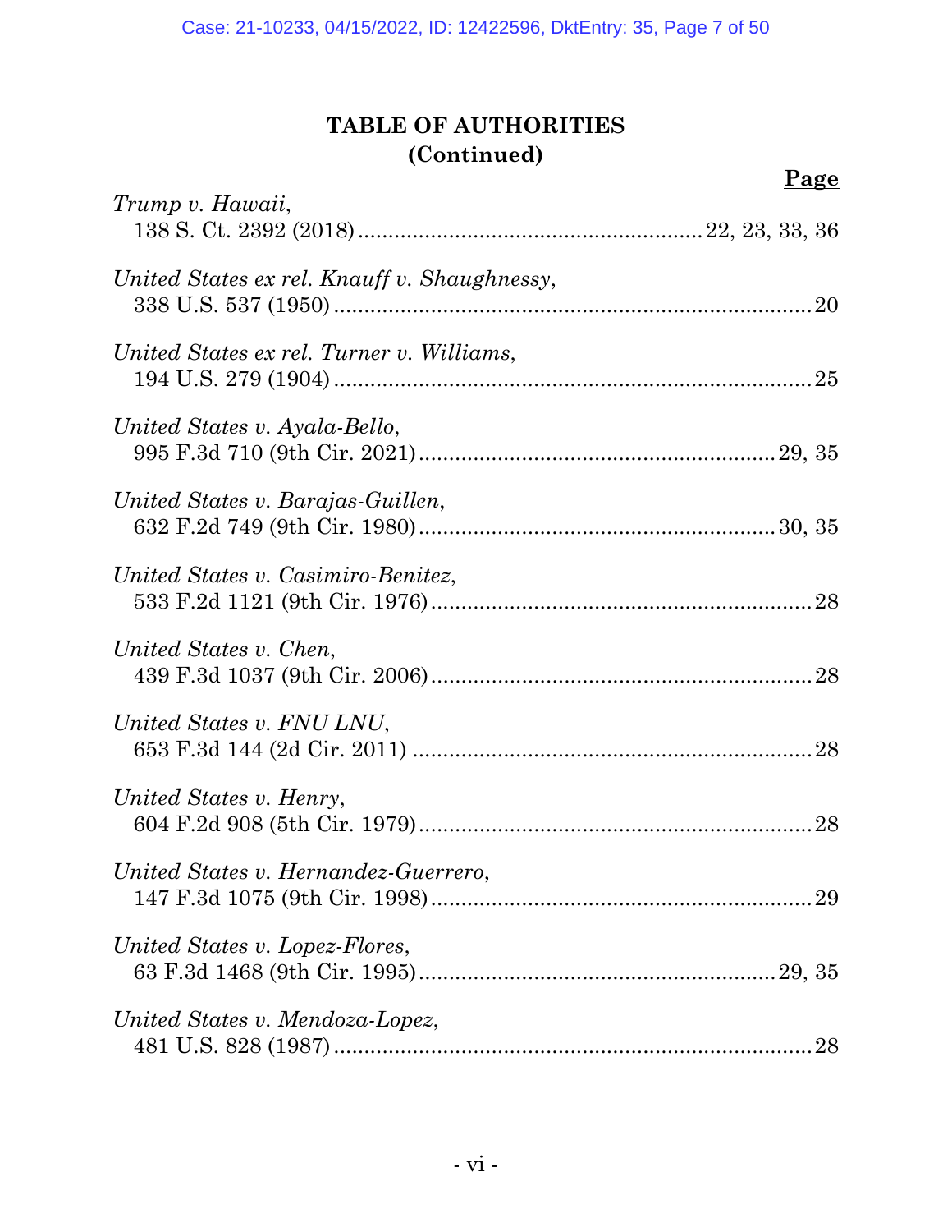**TABLE OF AUTHORITIES**
**(Continued)**

**Page**

*Trump v. Hawaii*,
138 S. Ct. 2392 (2018) ........................................................ 22, 23, 33, 36

*United States ex rel. Knauff v. Shaughnessy*,
338 U.S. 537 (1950) .............................................................................. 20

*United States ex rel. Turner v. Williams*,
194 U.S. 279 (1904) .............................................................................. 25

*United States v. Ayala-Bello*,
995 F.3d 710 (9th Cir. 2021) .......................................................... 29, 35

*United States v. Barajas-Guillen*,
632 F.2d 749 (9th Cir. 1980) .......................................................... 30, 35

*United States v. Casimiro-Benitez*,
533 F.2d 1121 (9th Cir. 1976) ............................................................... 28

*United States v. Chen*,
439 F.3d 1037 (9th Cir. 2006) ............................................................... 28

*United States v. FNU LNU*,
653 F.3d 144 (2d Cir. 2011) .................................................................. 28

*United States v. Henry*,
604 F.2d 908 (5th Cir. 1979) ................................................................. 28

*United States v. Hernandez-Guerrero*,
147 F.3d 1075 (9th Cir. 1998) ............................................................... 29

*United States v. Lopez-Flores*,
63 F.3d 1468 (9th Cir. 1995) .......................................................... 29, 35

*United States v. Mendoza-Lopez*,
481 U.S. 828 (1987) .............................................................................. 28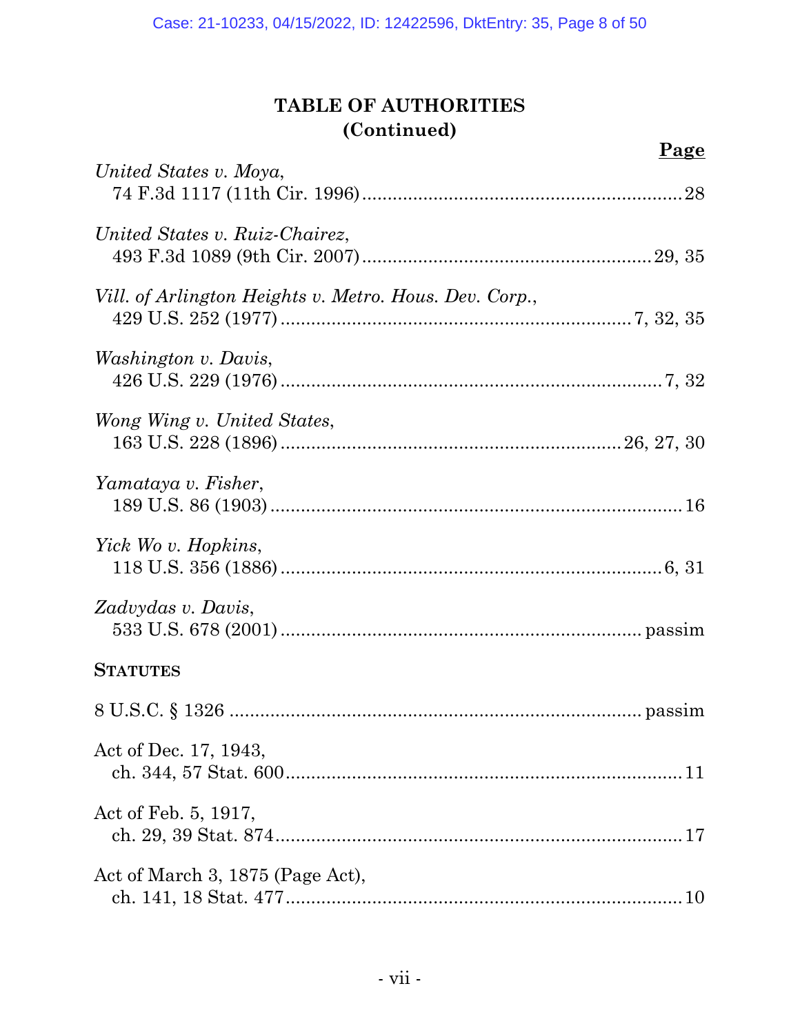## TABLE OF AUTHORITIES (Continued)

**Page**

*United States v. Moya*,
74 F.3d 1117 (11th Cir. 1996) .......... 28

*United States v. Ruiz-Chairez*,
493 F.3d 1089 (9th Cir. 2007) .......... 29, 35

*Vill. of Arlington Heights v. Metro. Hous. Dev. Corp.*,
429 U.S. 252 (1977) .......... 7, 32, 35

*Washington v. Davis*,
426 U.S. 229 (1976) .......... 7, 32

*Wong Wing v. United States*,
163 U.S. 228 (1896) .......... 26, 27, 30

*Yamataya v. Fisher*,
189 U.S. 86 (1903) .......... 16

*Yick Wo v. Hopkins*,
118 U.S. 356 (1886) .......... 6, 31

*Zadvydas v. Davis*,
533 U.S. 678 (2001) .......... passim

**STATUTES**

8 U.S.C. § 1326 .......... passim

Act of Dec. 17, 1943,
ch. 344, 57 Stat. 600 .......... 11

Act of Feb. 5, 1917,
ch. 29, 39 Stat. 874 .......... 17

Act of March 3, 1875 (Page Act),
ch. 141, 18 Stat. 477 .......... 10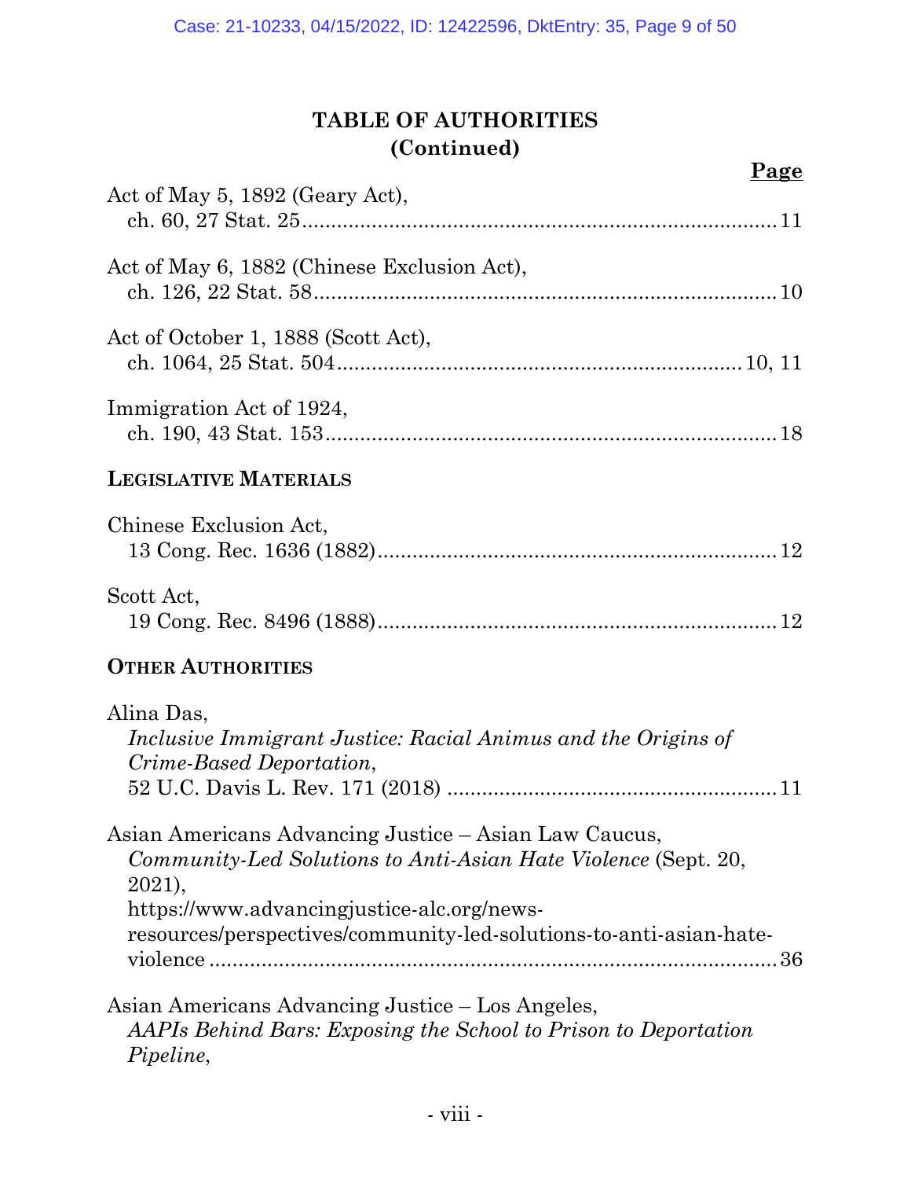## TABLE OF AUTHORITIES
## (Continued)

**Page**

Act of May 5, 1892 (Geary Act),
ch. 60, 27 Stat. 25 .......... 11

Act of May 6, 1882 (Chinese Exclusion Act),
ch. 126, 22 Stat. 58 .......... 10

Act of October 1, 1888 (Scott Act),
ch. 1064, 25 Stat. 504 .......... 10, 11

Immigration Act of 1924,
ch. 190, 43 Stat. 153 .......... 18

**LEGISLATIVE MATERIALS**

Chinese Exclusion Act,
13 Cong. Rec. 1636 (1882) .......... 12

Scott Act,
19 Cong. Rec. 8496 (1888) .......... 12

**OTHER AUTHORITIES**

Alina Das,
*Inclusive Immigrant Justice: Racial Animus and the Origins of Crime-Based Deportation*,
52 U.C. Davis L. Rev. 171 (2018) .......... 11

Asian Americans Advancing Justice – Asian Law Caucus,
*Community-Led Solutions to Anti-Asian Hate Violence* (Sept. 20, 2021),
https://www.advancingjustice-alc.org/news-resources/perspectives/community-led-solutions-to-anti-asian-hate-violence .......... 36

Asian Americans Advancing Justice – Los Angeles,
*AAPIs Behind Bars: Exposing the School to Prison to Deportation Pipeline*,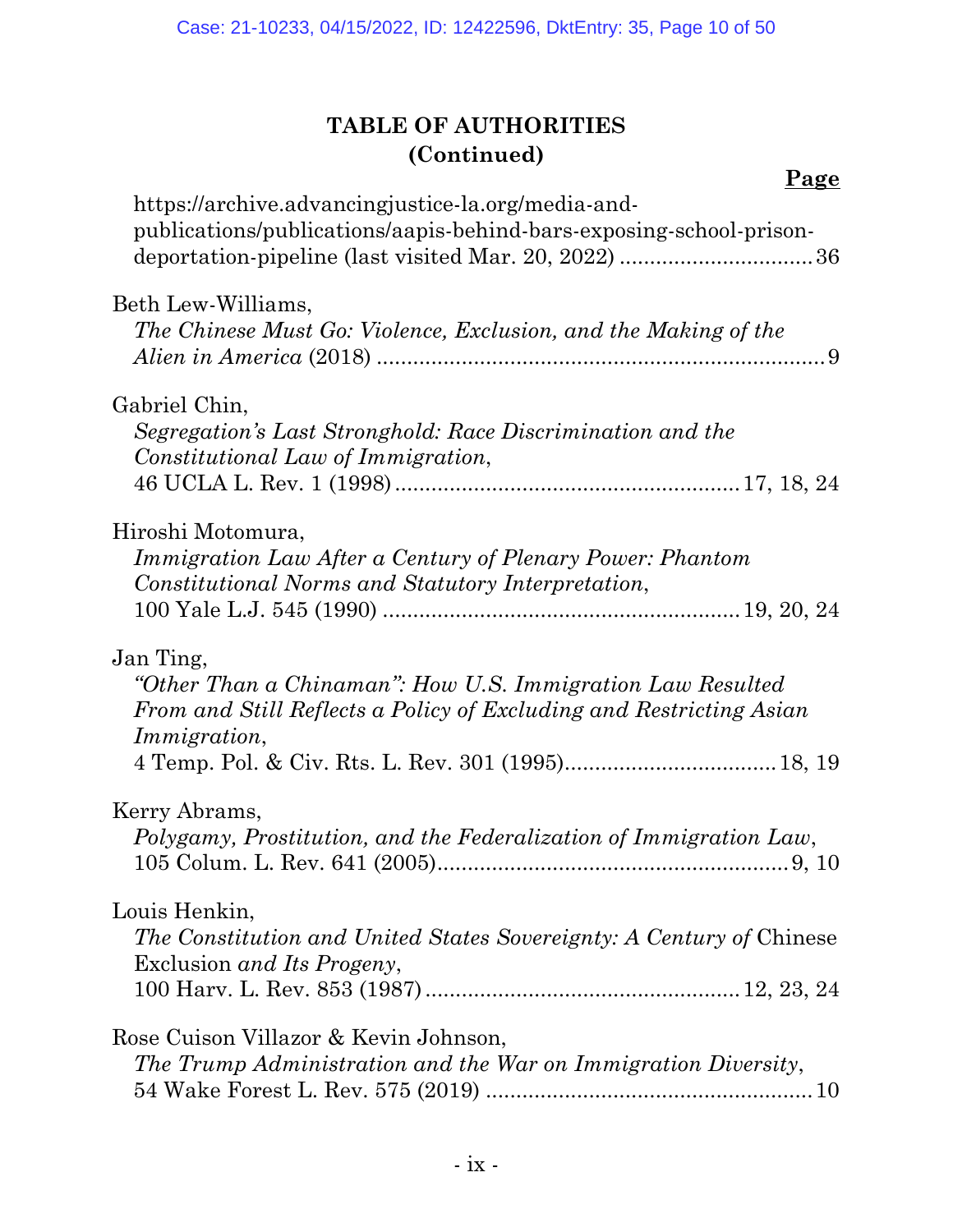**TABLE OF AUTHORITIES**
**(Continued)**

**Page**

https://archive.advancingjustice-la.org/media-and-publications/publications/aapis-behind-bars-exposing-school-prison-deportation-pipeline (last visited Mar. 20, 2022) ................................ 36

Beth Lew-Williams,
*The Chinese Must Go: Violence, Exclusion, and the Making of the Alien in America* (2018) ........................................................................ 9

Gabriel Chin,
*Segregation's Last Stronghold: Race Discrimination and the Constitutional Law of Immigration*,
46 UCLA L. Rev. 1 (1998) ........................................................ 17, 18, 24

Hiroshi Motomura,
*Immigration Law After a Century of Plenary Power: Phantom Constitutional Norms and Statutory Interpretation*,
100 Yale L.J. 545 (1990) .......................................................... 19, 20, 24

Jan Ting,
*"Other Than a Chinaman": How U.S. Immigration Law Resulted From and Still Reflects a Policy of Excluding and Restricting Asian Immigration*,
4 Temp. Pol. & Civ. Rts. L. Rev. 301 (1995).................................. 18, 19

Kerry Abrams,
*Polygamy, Prostitution, and the Federalization of Immigration Law*,
105 Colum. L. Rev. 641 (2005)........................................................ 9, 10

Louis Henkin,
*The Constitution and United States Sovereignty: A Century of* Chinese Exclusion *and Its Progeny*,
100 Harv. L. Rev. 853 (1987) ................................................... 12, 23, 24

Rose Cuison Villazor & Kevin Johnson,
*The Trump Administration and the War on Immigration Diversity*,
54 Wake Forest L. Rev. 575 (2019) ..................................................... 10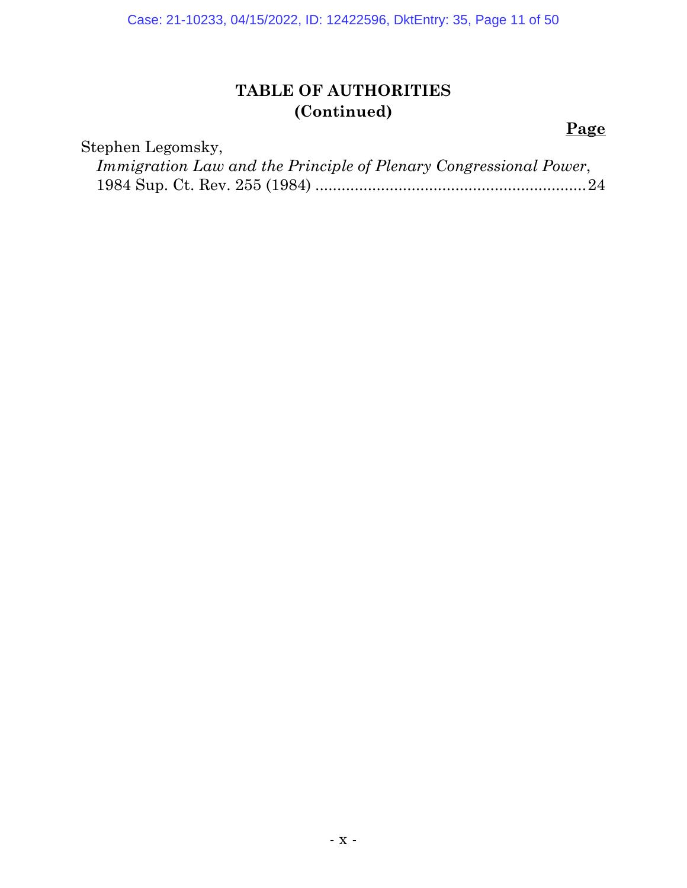# TABLE OF AUTHORITIES
## (Continued)

**Page**

Stephen Legomsky,
*Immigration Law and the Principle of Plenary Congressional Power*, 1984 Sup. Ct. Rev. 255 (1984) ............................................................24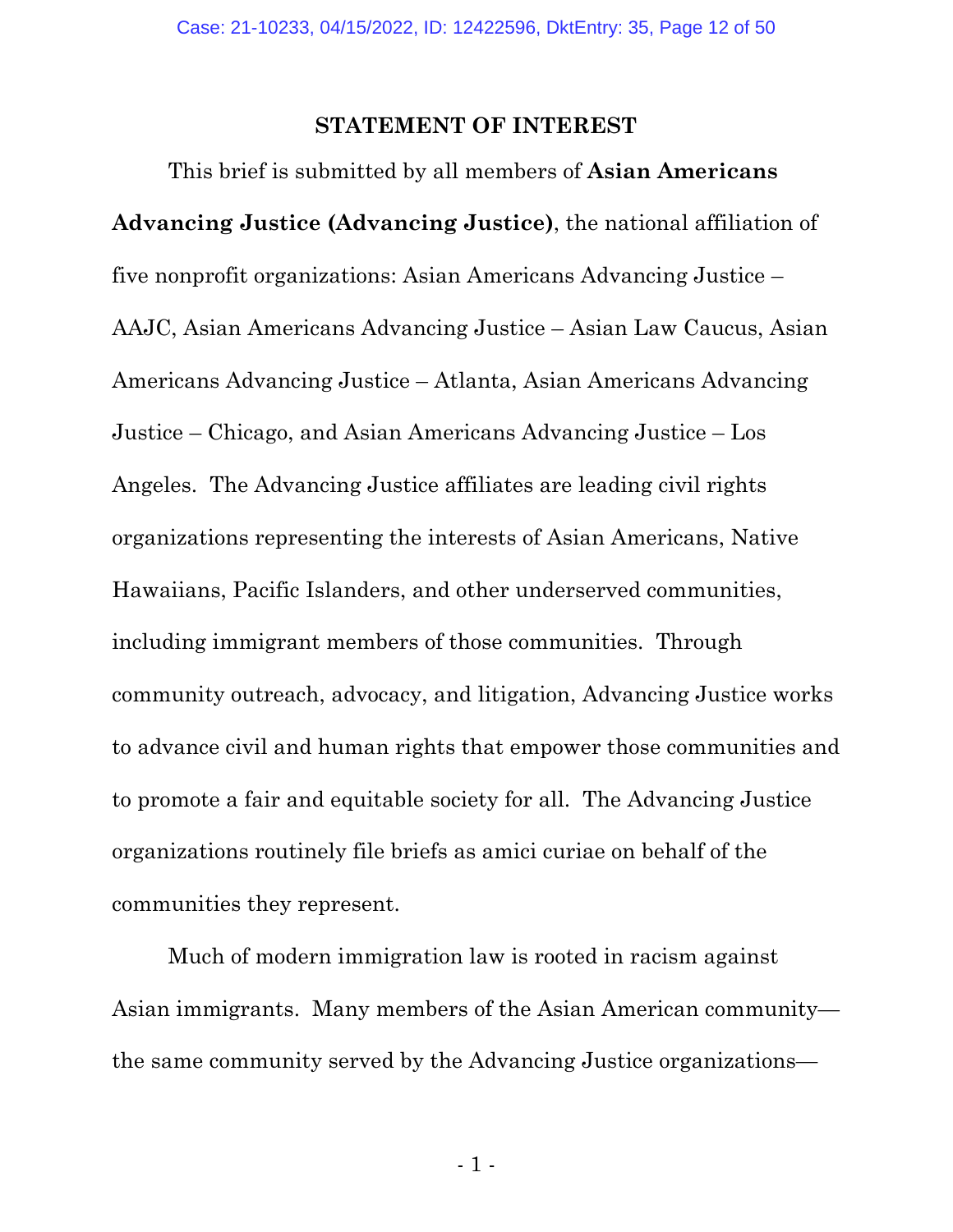## STATEMENT OF INTEREST

This brief is submitted by all members of **Asian Americans Advancing Justice (Advancing Justice)**, the national affiliation of five nonprofit organizations: Asian Americans Advancing Justice – AAJC, Asian Americans Advancing Justice – Asian Law Caucus, Asian Americans Advancing Justice – Atlanta, Asian Americans Advancing Justice – Chicago, and Asian Americans Advancing Justice – Los Angeles. The Advancing Justice affiliates are leading civil rights organizations representing the interests of Asian Americans, Native Hawaiians, Pacific Islanders, and other underserved communities, including immigrant members of those communities. Through community outreach, advocacy, and litigation, Advancing Justice works to advance civil and human rights that empower those communities and to promote a fair and equitable society for all. The Advancing Justice organizations routinely file briefs as amici curiae on behalf of the communities they represent.

Much of modern immigration law is rooted in racism against Asian immigrants. Many members of the Asian American community—the same community served by the Advancing Justice organizations—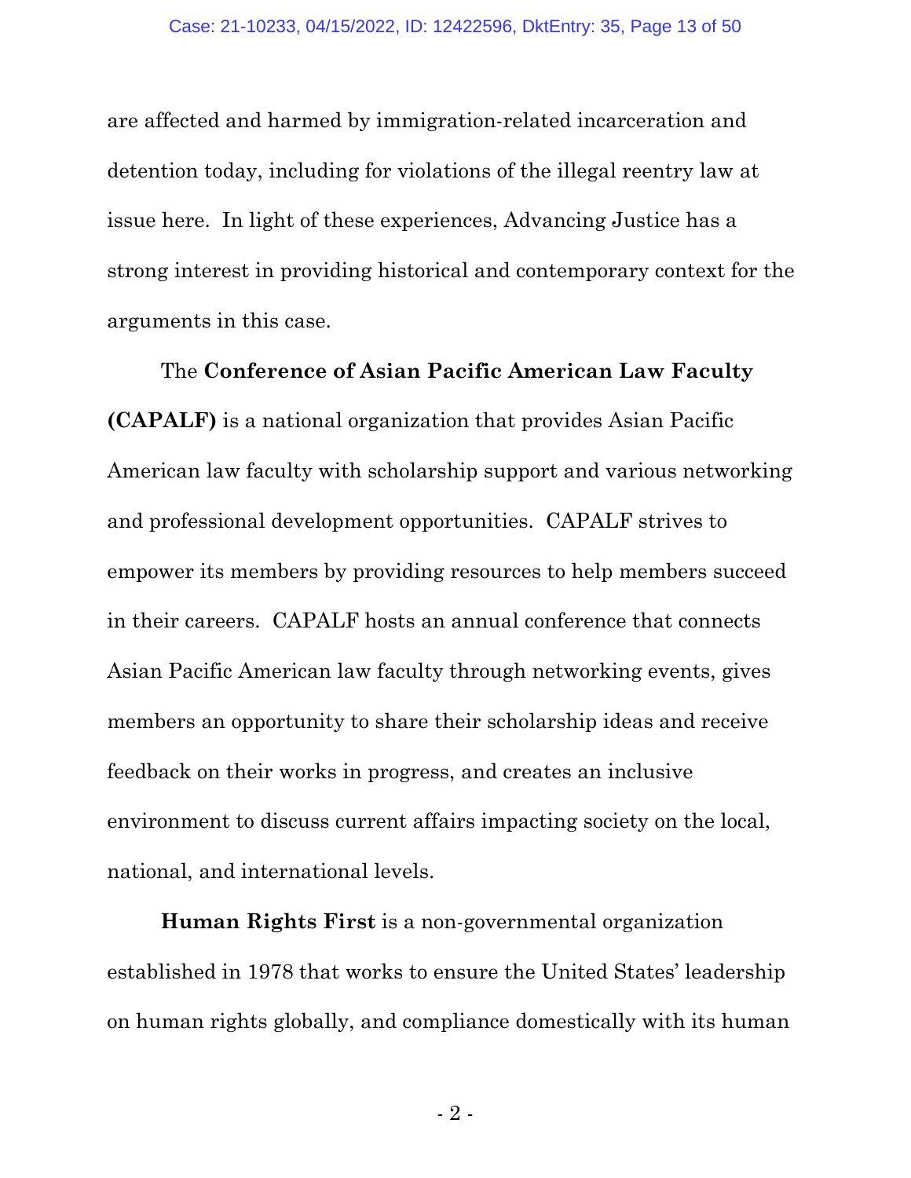are affected and harmed by immigration-related incarceration and detention today, including for violations of the illegal reentry law at issue here. In light of these experiences, Advancing Justice has a strong interest in providing historical and contemporary context for the arguments in this case.

The **Conference of Asian Pacific American Law Faculty (CAPALF)** is a national organization that provides Asian Pacific American law faculty with scholarship support and various networking and professional development opportunities. CAPALF strives to empower its members by providing resources to help members succeed in their careers. CAPALF hosts an annual conference that connects Asian Pacific American law faculty through networking events, gives members an opportunity to share their scholarship ideas and receive feedback on their works in progress, and creates an inclusive environment to discuss current affairs impacting society on the local, national, and international levels.

**Human Rights First** is a non-governmental organization established in 1978 that works to ensure the United States' leadership on human rights globally, and compliance domestically with its human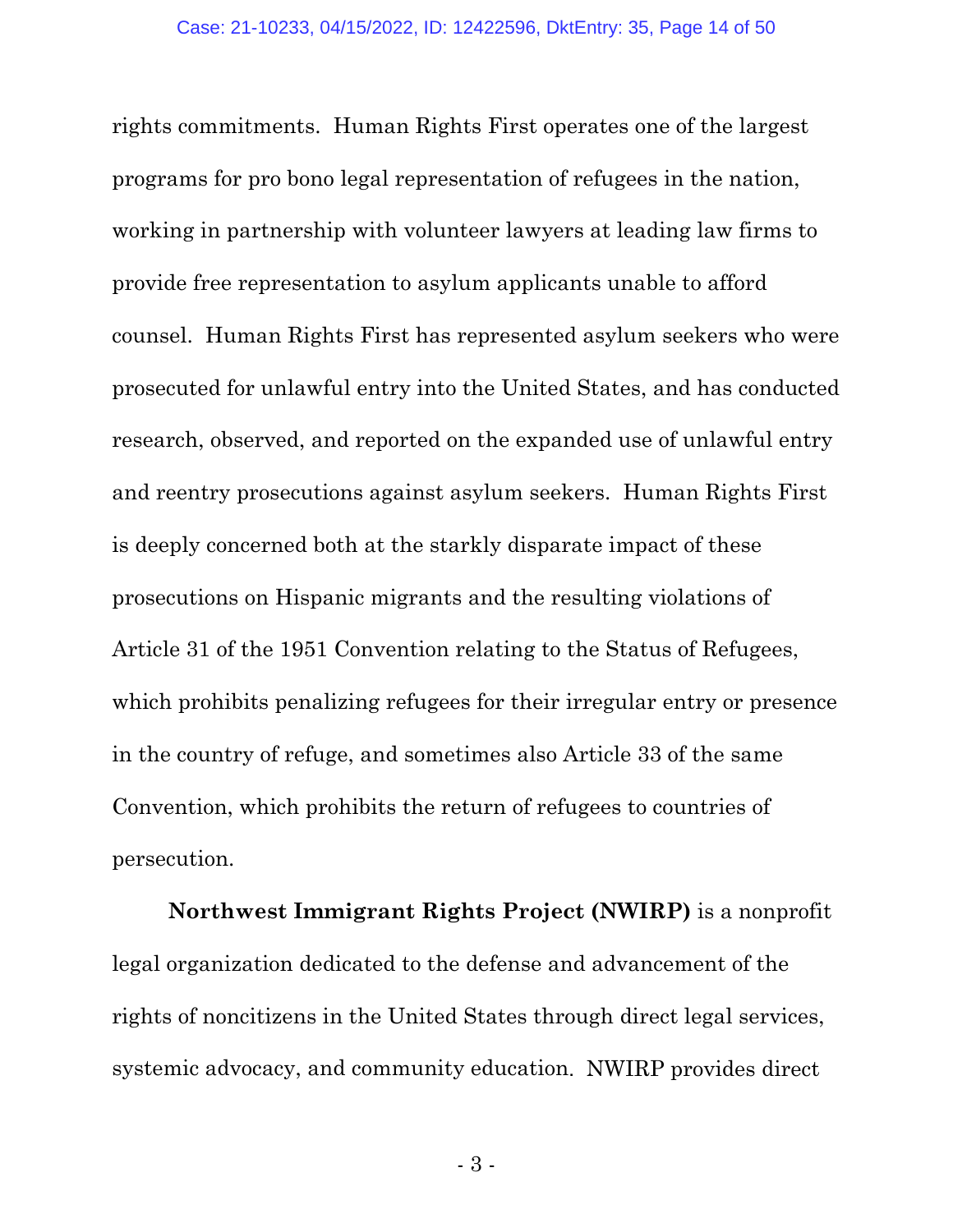rights commitments. Human Rights First operates one of the largest programs for pro bono legal representation of refugees in the nation, working in partnership with volunteer lawyers at leading law firms to provide free representation to asylum applicants unable to afford counsel. Human Rights First has represented asylum seekers who were prosecuted for unlawful entry into the United States, and has conducted research, observed, and reported on the expanded use of unlawful entry and reentry prosecutions against asylum seekers. Human Rights First is deeply concerned both at the starkly disparate impact of these prosecutions on Hispanic migrants and the resulting violations of Article 31 of the 1951 Convention relating to the Status of Refugees, which prohibits penalizing refugees for their irregular entry or presence in the country of refuge, and sometimes also Article 33 of the same Convention, which prohibits the return of refugees to countries of persecution.

**Northwest Immigrant Rights Project (NWIRP)** is a nonprofit legal organization dedicated to the defense and advancement of the rights of noncitizens in the United States through direct legal services, systemic advocacy, and community education. NWIRP provides direct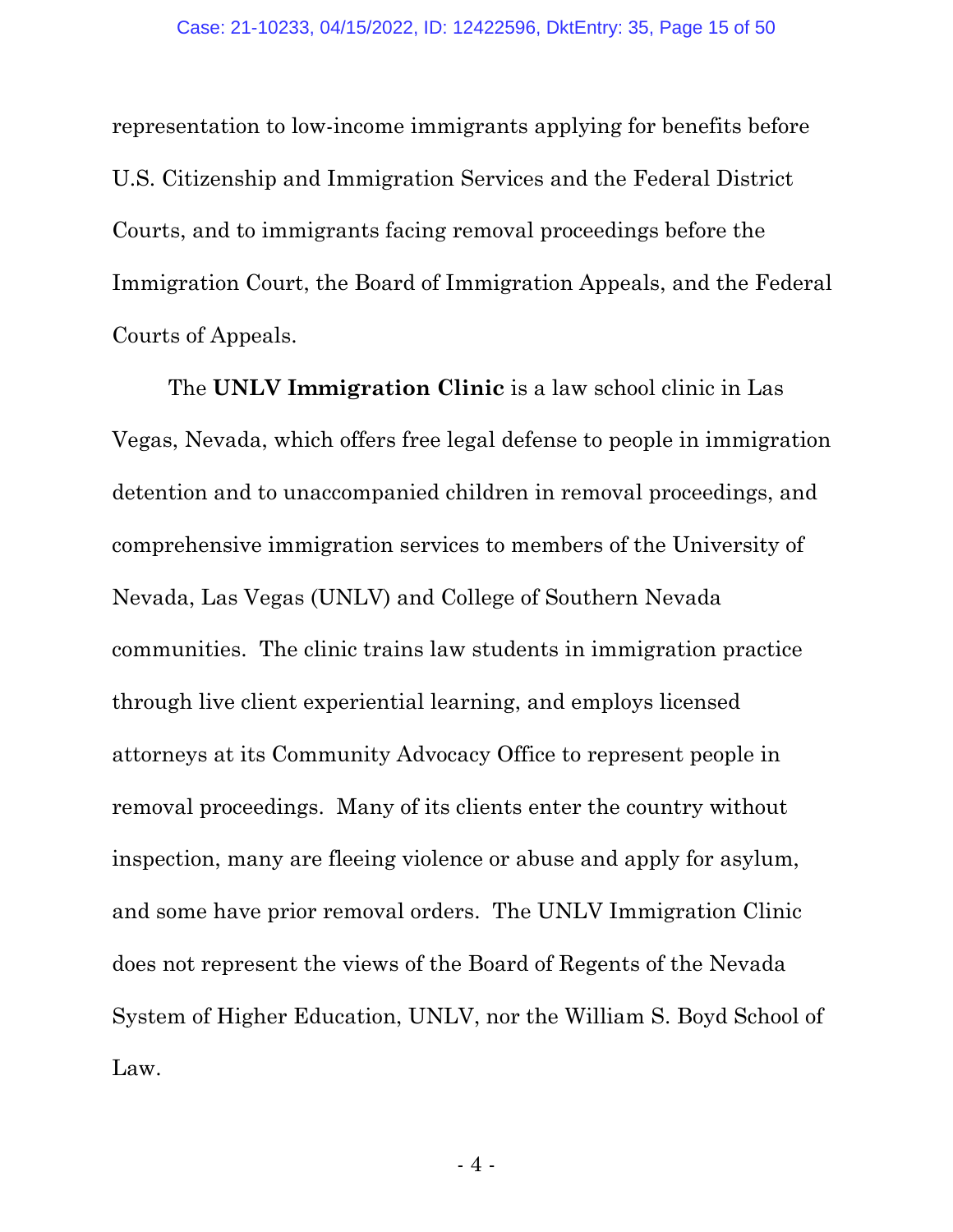representation to low-income immigrants applying for benefits before U.S. Citizenship and Immigration Services and the Federal District Courts, and to immigrants facing removal proceedings before the Immigration Court, the Board of Immigration Appeals, and the Federal Courts of Appeals.

The **UNLV Immigration Clinic** is a law school clinic in Las Vegas, Nevada, which offers free legal defense to people in immigration detention and to unaccompanied children in removal proceedings, and comprehensive immigration services to members of the University of Nevada, Las Vegas (UNLV) and College of Southern Nevada communities. The clinic trains law students in immigration practice through live client experiential learning, and employs licensed attorneys at its Community Advocacy Office to represent people in removal proceedings. Many of its clients enter the country without inspection, many are fleeing violence or abuse and apply for asylum, and some have prior removal orders. The UNLV Immigration Clinic does not represent the views of the Board of Regents of the Nevada System of Higher Education, UNLV, nor the William S. Boyd School of Law.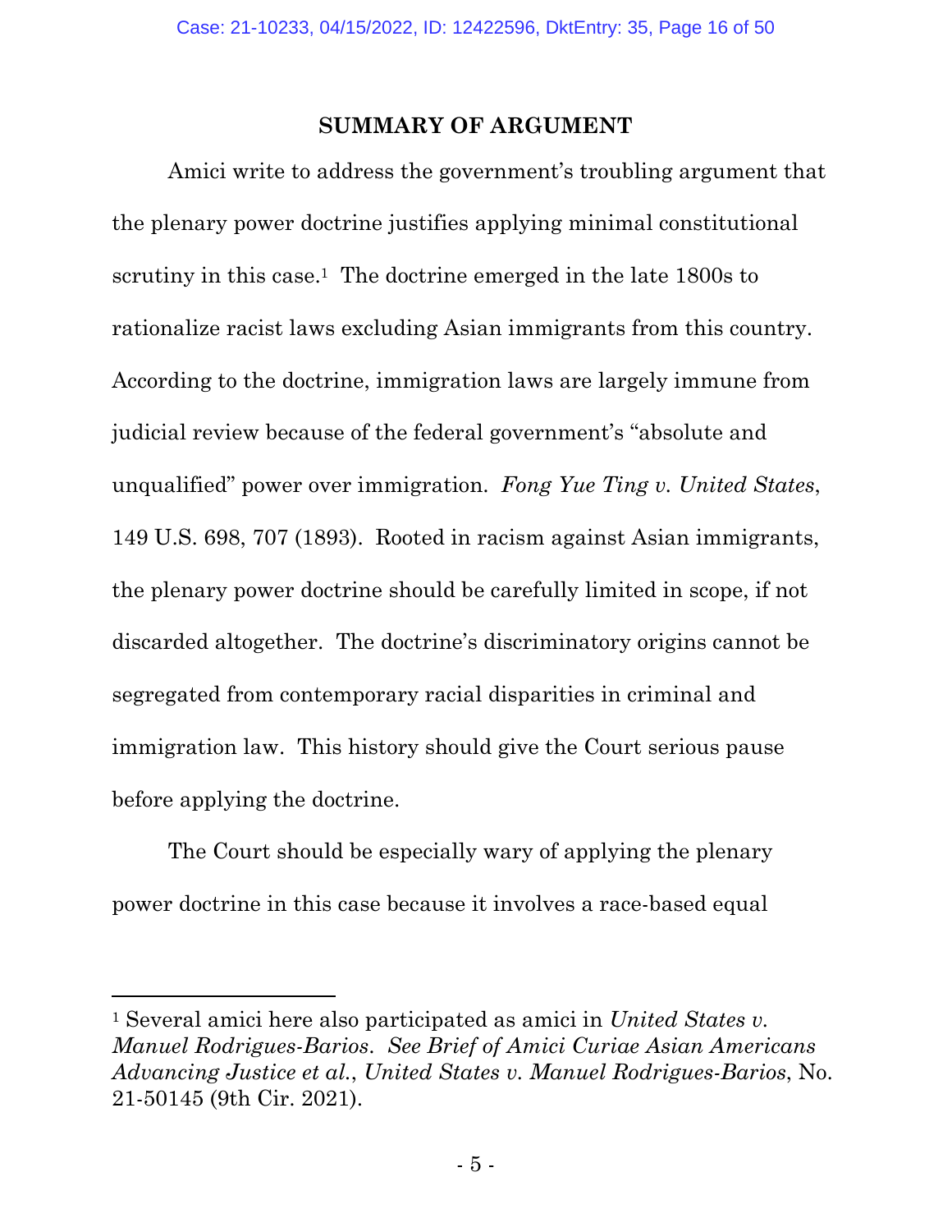## SUMMARY OF ARGUMENT

Amici write to address the government's troubling argument that the plenary power doctrine justifies applying minimal constitutional scrutiny in this case.[1] The doctrine emerged in the late 1800s to rationalize racist laws excluding Asian immigrants from this country. According to the doctrine, immigration laws are largely immune from judicial review because of the federal government's "absolute and unqualified" power over immigration. *Fong Yue Ting v. United States*, 149 U.S. 698, 707 (1893). Rooted in racism against Asian immigrants, the plenary power doctrine should be carefully limited in scope, if not discarded altogether. The doctrine's discriminatory origins cannot be segregated from contemporary racial disparities in criminal and immigration law. This history should give the Court serious pause before applying the doctrine.

The Court should be especially wary of applying the plenary power doctrine in this case because it involves a race-based equal

[1] Several amici here also participated as amici in *United States v. Manuel Rodrigues-Barios*. *See Brief of Amici Curiae Asian Americans Advancing Justice et al.*, *United States v. Manuel Rodrigues-Barios*, No. 21-50145 (9th Cir. 2021).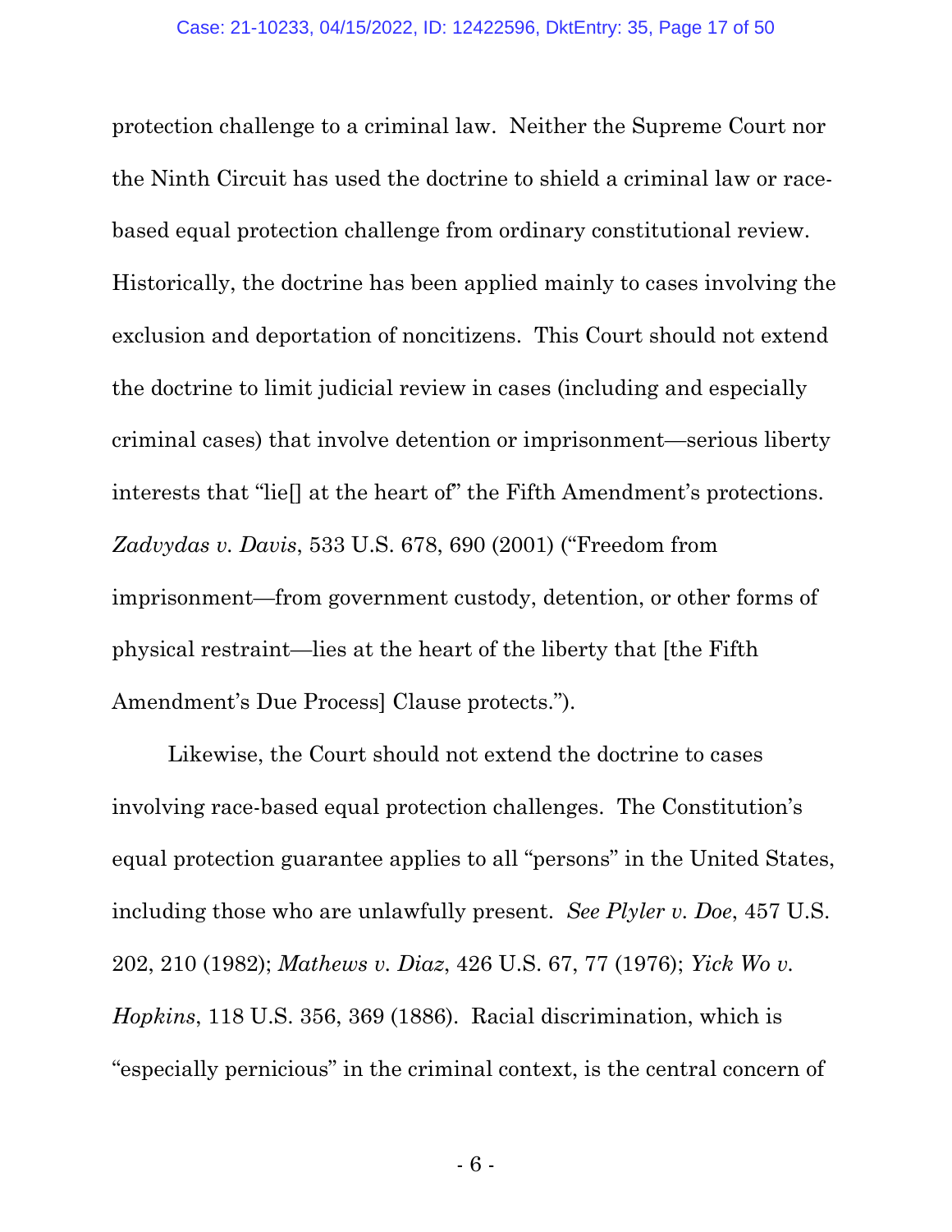protection challenge to a criminal law. Neither the Supreme Court nor the Ninth Circuit has used the doctrine to shield a criminal law or race-based equal protection challenge from ordinary constitutional review. Historically, the doctrine has been applied mainly to cases involving the exclusion and deportation of noncitizens. This Court should not extend the doctrine to limit judicial review in cases (including and especially criminal cases) that involve detention or imprisonment—serious liberty interests that "lie[] at the heart of" the Fifth Amendment's protections. *Zadvydas v. Davis*, 533 U.S. 678, 690 (2001) ("Freedom from imprisonment—from government custody, detention, or other forms of physical restraint—lies at the heart of the liberty that [the Fifth Amendment's Due Process] Clause protects.").

Likewise, the Court should not extend the doctrine to cases involving race-based equal protection challenges. The Constitution's equal protection guarantee applies to all "persons" in the United States, including those who are unlawfully present. *See Plyler v. Doe*, 457 U.S. 202, 210 (1982); *Mathews v. Diaz*, 426 U.S. 67, 77 (1976); *Yick Wo v. Hopkins*, 118 U.S. 356, 369 (1886). Racial discrimination, which is "especially pernicious" in the criminal context, is the central concern of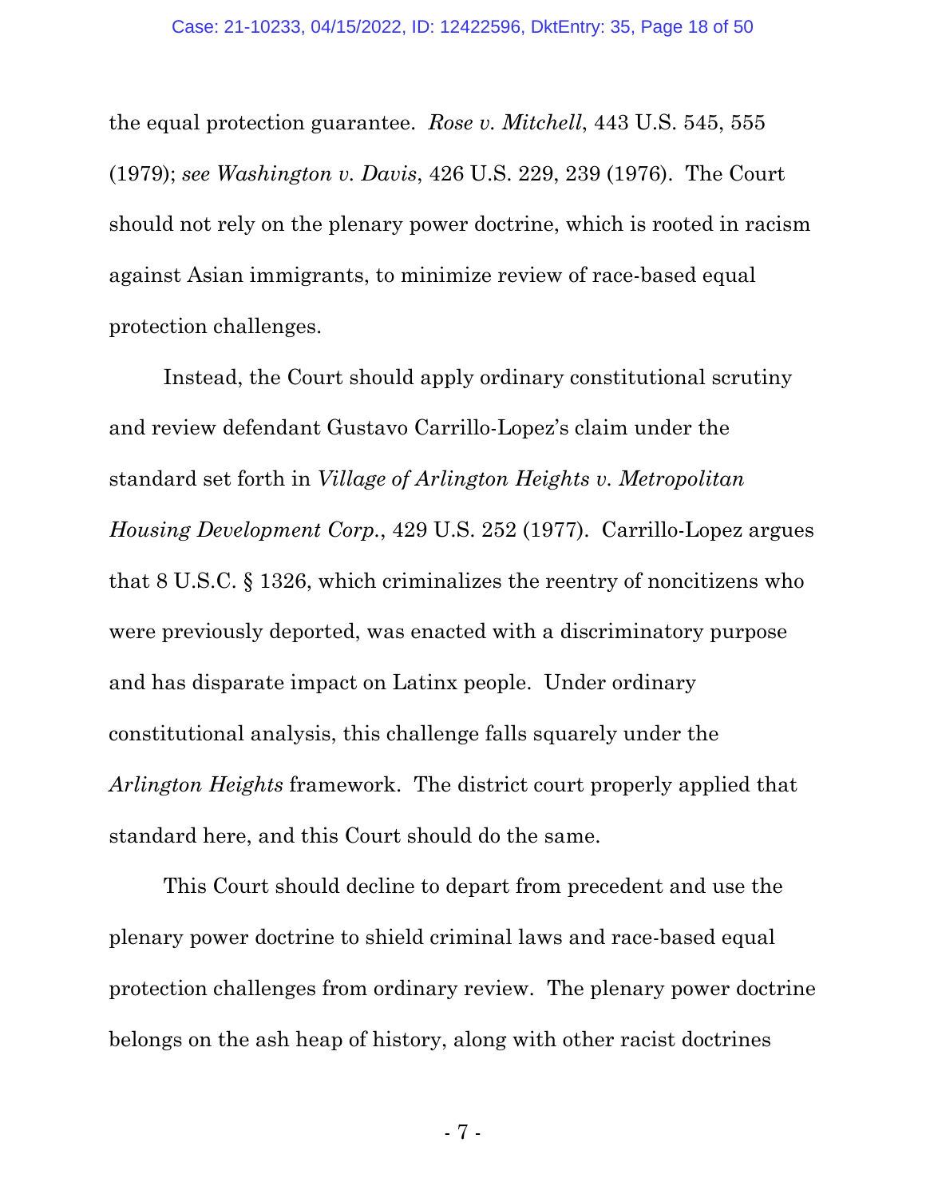the equal protection guarantee. *Rose v. Mitchell*, 443 U.S. 545, 555 (1979); *see Washington v. Davis*, 426 U.S. 229, 239 (1976). The Court should not rely on the plenary power doctrine, which is rooted in racism against Asian immigrants, to minimize review of race-based equal protection challenges.

Instead, the Court should apply ordinary constitutional scrutiny and review defendant Gustavo Carrillo-Lopez's claim under the standard set forth in *Village of Arlington Heights v. Metropolitan Housing Development Corp.*, 429 U.S. 252 (1977). Carrillo-Lopez argues that 8 U.S.C. § 1326, which criminalizes the reentry of noncitizens who were previously deported, was enacted with a discriminatory purpose and has disparate impact on Latinx people. Under ordinary constitutional analysis, this challenge falls squarely under the *Arlington Heights* framework. The district court properly applied that standard here, and this Court should do the same.

This Court should decline to depart from precedent and use the plenary power doctrine to shield criminal laws and race-based equal protection challenges from ordinary review. The plenary power doctrine belongs on the ash heap of history, along with other racist doctrines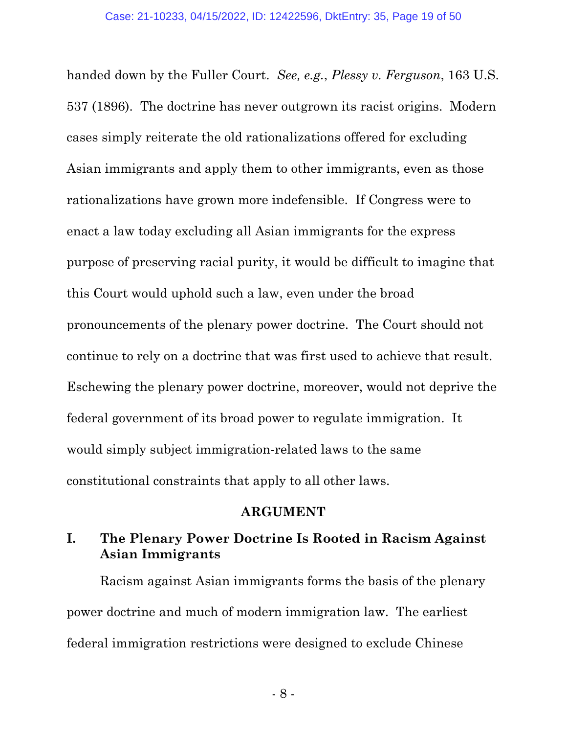handed down by the Fuller Court. *See, e.g.*, *Plessy v. Ferguson*, 163 U.S. 537 (1896). The doctrine has never outgrown its racist origins. Modern cases simply reiterate the old rationalizations offered for excluding Asian immigrants and apply them to other immigrants, even as those rationalizations have grown more indefensible. If Congress were to enact a law today excluding all Asian immigrants for the express purpose of preserving racial purity, it would be difficult to imagine that this Court would uphold such a law, even under the broad pronouncements of the plenary power doctrine. The Court should not continue to rely on a doctrine that was first used to achieve that result. Eschewing the plenary power doctrine, moreover, would not deprive the federal government of its broad power to regulate immigration. It would simply subject immigration-related laws to the same constitutional constraints that apply to all other laws.

## ARGUMENT

### I. The Plenary Power Doctrine Is Rooted in Racism Against Asian Immigrants

Racism against Asian immigrants forms the basis of the plenary power doctrine and much of modern immigration law. The earliest federal immigration restrictions were designed to exclude Chinese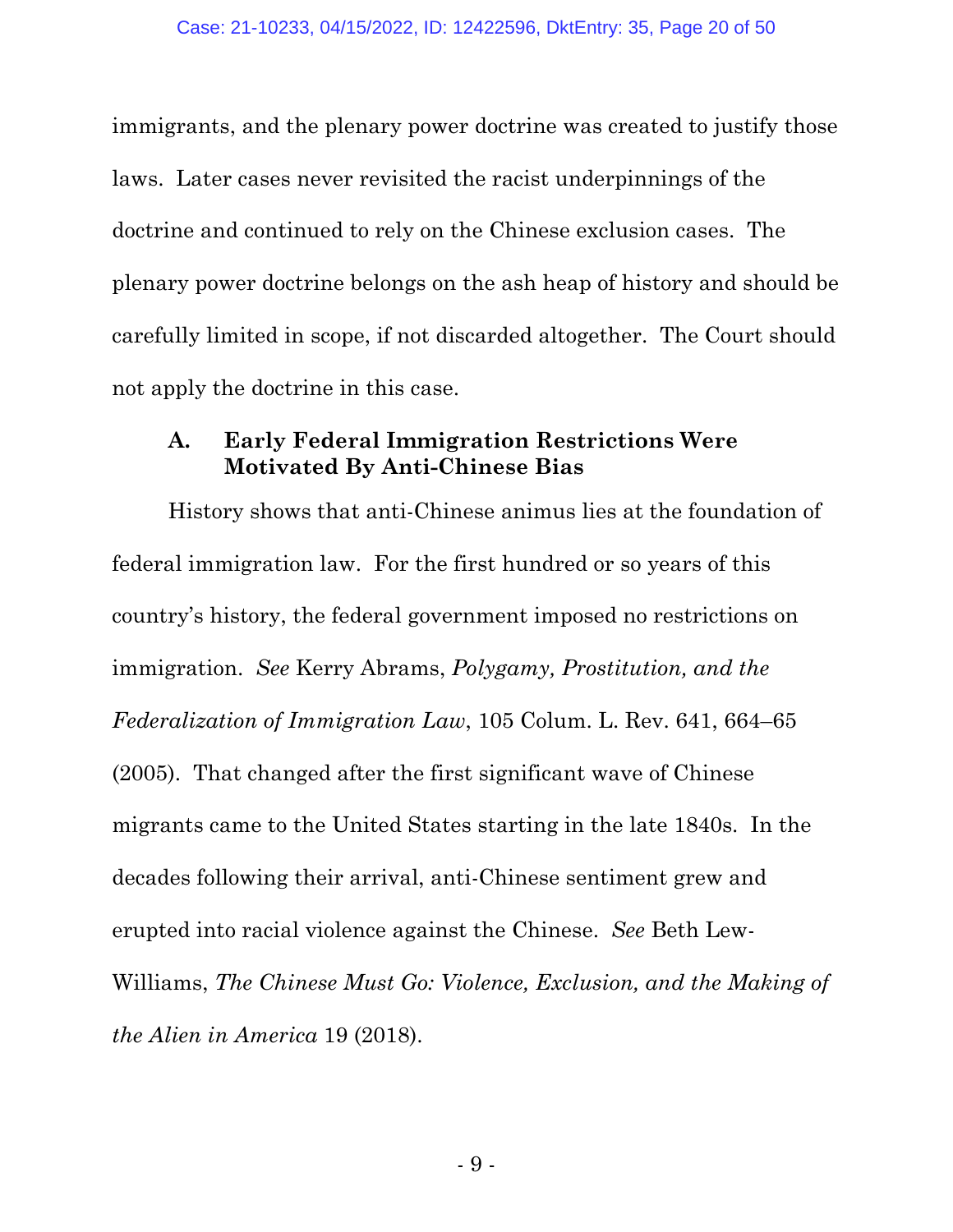immigrants, and the plenary power doctrine was created to justify those laws. Later cases never revisited the racist underpinnings of the doctrine and continued to rely on the Chinese exclusion cases. The plenary power doctrine belongs on the ash heap of history and should be carefully limited in scope, if not discarded altogether. The Court should not apply the doctrine in this case.

### A. Early Federal Immigration Restrictions Were Motivated By Anti-Chinese Bias

History shows that anti-Chinese animus lies at the foundation of federal immigration law. For the first hundred or so years of this country's history, the federal government imposed no restrictions on immigration. *See* Kerry Abrams, *Polygamy, Prostitution, and the Federalization of Immigration Law*, 105 Colum. L. Rev. 641, 664–65 (2005). That changed after the first significant wave of Chinese migrants came to the United States starting in the late 1840s. In the decades following their arrival, anti-Chinese sentiment grew and erupted into racial violence against the Chinese. *See* Beth Lew-Williams, *The Chinese Must Go: Violence, Exclusion, and the Making of the Alien in America* 19 (2018).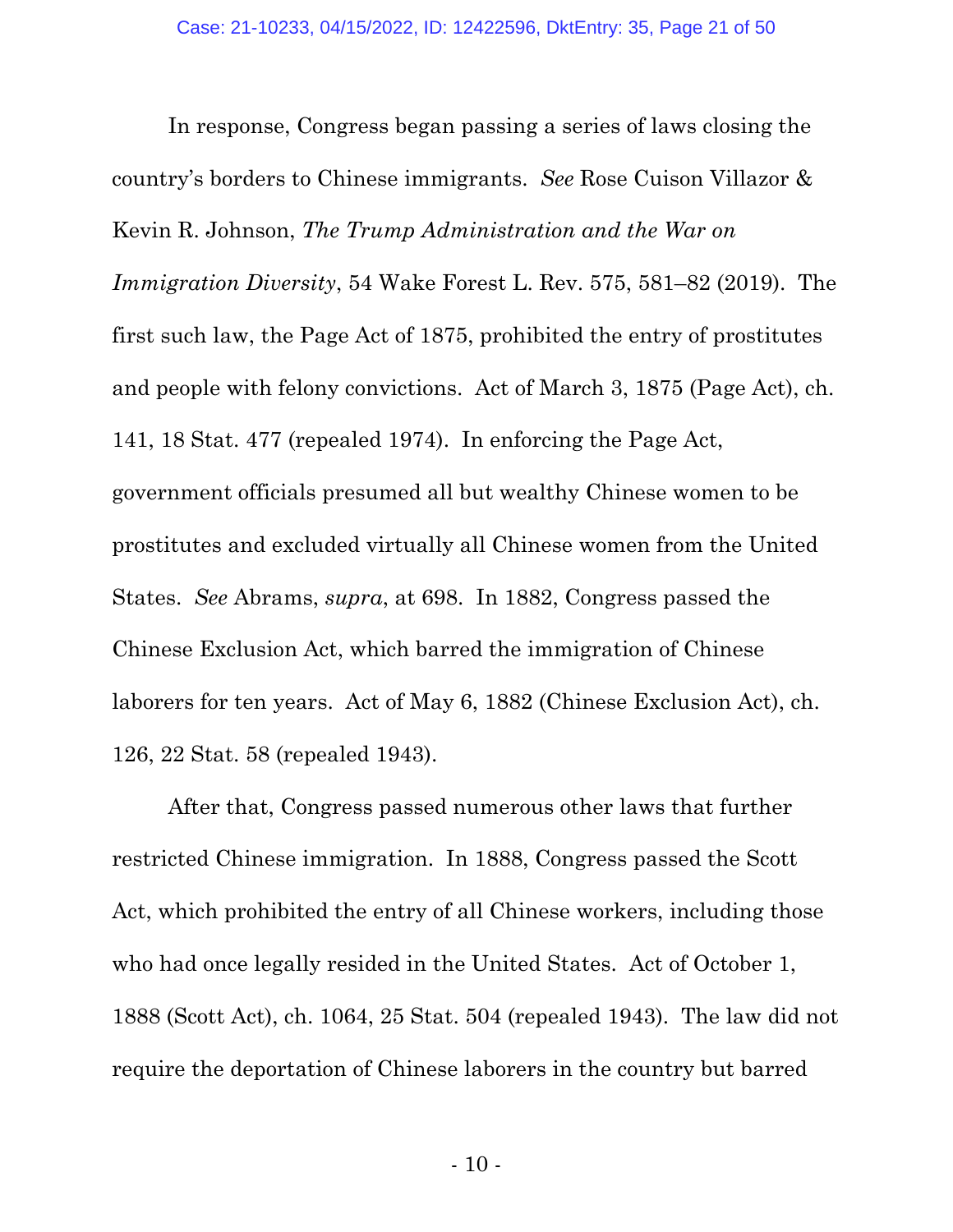In response, Congress began passing a series of laws closing the country's borders to Chinese immigrants. *See* Rose Cuison Villazor & Kevin R. Johnson, *The Trump Administration and the War on Immigration Diversity*, 54 Wake Forest L. Rev. 575, 581–82 (2019). The first such law, the Page Act of 1875, prohibited the entry of prostitutes and people with felony convictions. Act of March 3, 1875 (Page Act), ch. 141, 18 Stat. 477 (repealed 1974). In enforcing the Page Act, government officials presumed all but wealthy Chinese women to be prostitutes and excluded virtually all Chinese women from the United States. *See* Abrams, *supra*, at 698. In 1882, Congress passed the Chinese Exclusion Act, which barred the immigration of Chinese laborers for ten years. Act of May 6, 1882 (Chinese Exclusion Act), ch. 126, 22 Stat. 58 (repealed 1943).

After that, Congress passed numerous other laws that further restricted Chinese immigration. In 1888, Congress passed the Scott Act, which prohibited the entry of all Chinese workers, including those who had once legally resided in the United States. Act of October 1, 1888 (Scott Act), ch. 1064, 25 Stat. 504 (repealed 1943). The law did not require the deportation of Chinese laborers in the country but barred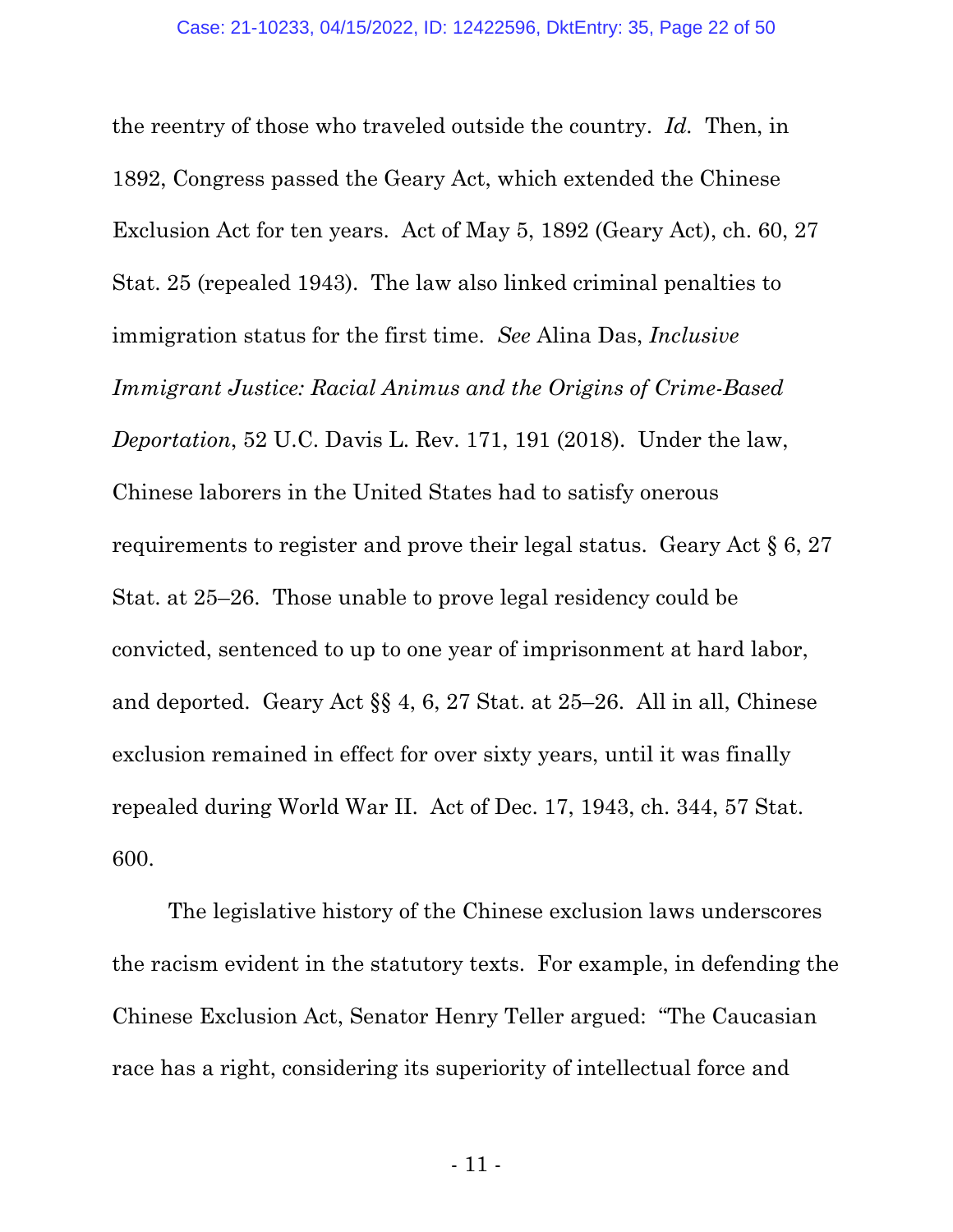the reentry of those who traveled outside the country. *Id.* Then, in 1892, Congress passed the Geary Act, which extended the Chinese Exclusion Act for ten years. Act of May 5, 1892 (Geary Act), ch. 60, 27 Stat. 25 (repealed 1943). The law also linked criminal penalties to immigration status for the first time. *See* Alina Das, *Inclusive Immigrant Justice: Racial Animus and the Origins of Crime-Based Deportation*, 52 U.C. Davis L. Rev. 171, 191 (2018). Under the law, Chinese laborers in the United States had to satisfy onerous requirements to register and prove their legal status. Geary Act § 6, 27 Stat. at 25–26. Those unable to prove legal residency could be convicted, sentenced to up to one year of imprisonment at hard labor, and deported. Geary Act §§ 4, 6, 27 Stat. at 25–26. All in all, Chinese exclusion remained in effect for over sixty years, until it was finally repealed during World War II. Act of Dec. 17, 1943, ch. 344, 57 Stat. 600.

The legislative history of the Chinese exclusion laws underscores the racism evident in the statutory texts. For example, in defending the Chinese Exclusion Act, Senator Henry Teller argued: "The Caucasian race has a right, considering its superiority of intellectual force and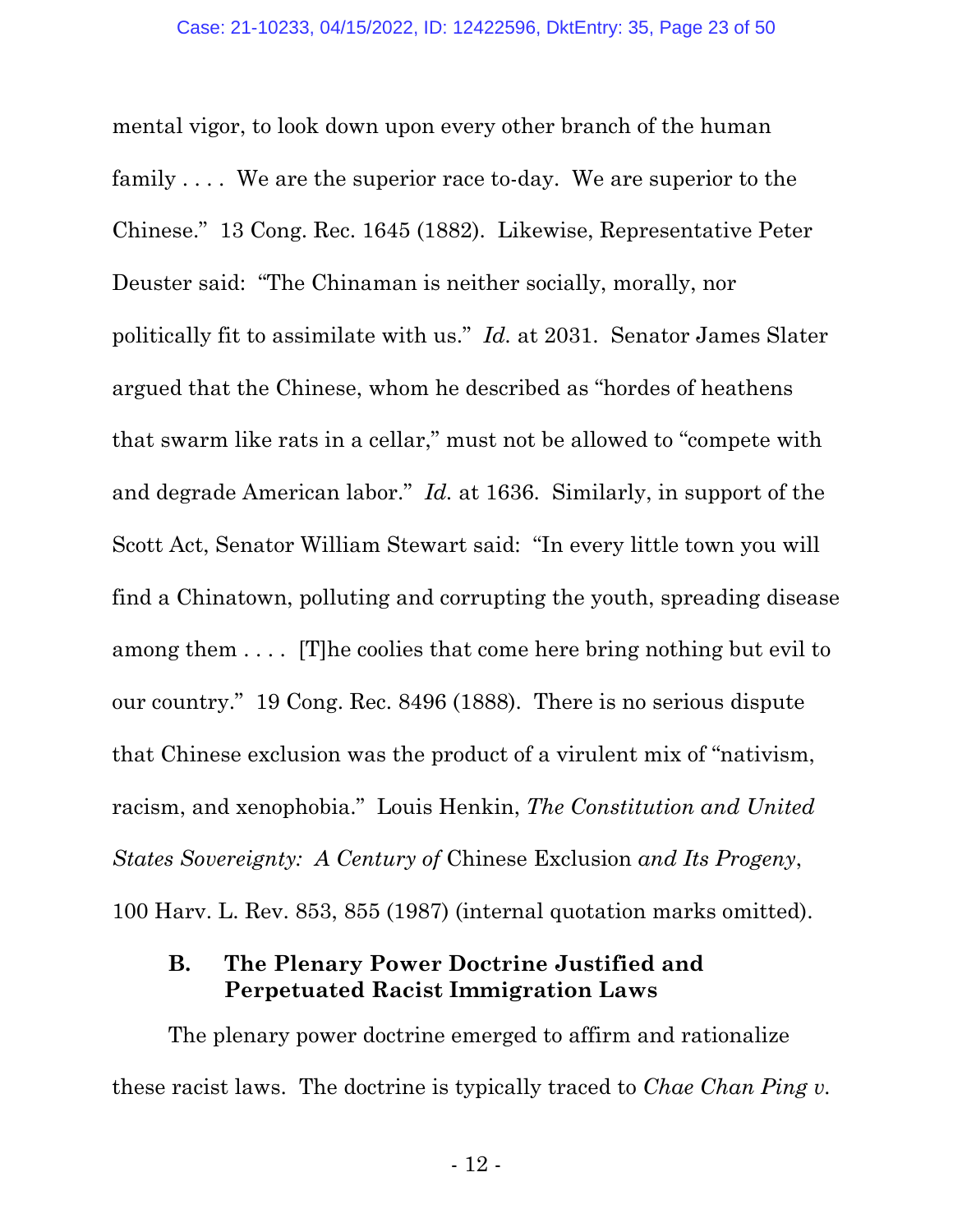mental vigor, to look down upon every other branch of the human family . . . . We are the superior race to-day. We are superior to the Chinese." 13 Cong. Rec. 1645 (1882). Likewise, Representative Peter Deuster said: "The Chinaman is neither socially, morally, nor politically fit to assimilate with us." *Id.* at 2031. Senator James Slater argued that the Chinese, whom he described as "hordes of heathens that swarm like rats in a cellar," must not be allowed to "compete with and degrade American labor." *Id.* at 1636. Similarly, in support of the Scott Act, Senator William Stewart said: "In every little town you will find a Chinatown, polluting and corrupting the youth, spreading disease among them . . . . [T]he coolies that come here bring nothing but evil to our country." 19 Cong. Rec. 8496 (1888). There is no serious dispute that Chinese exclusion was the product of a virulent mix of "nativism, racism, and xenophobia." Louis Henkin, *The Constitution and United States Sovereignty: A Century of* Chinese Exclusion *and Its Progeny*, 100 Harv. L. Rev. 853, 855 (1987) (internal quotation marks omitted).

### B. The Plenary Power Doctrine Justified and Perpetuated Racist Immigration Laws

The plenary power doctrine emerged to affirm and rationalize these racist laws. The doctrine is typically traced to *Chae Chan Ping v.*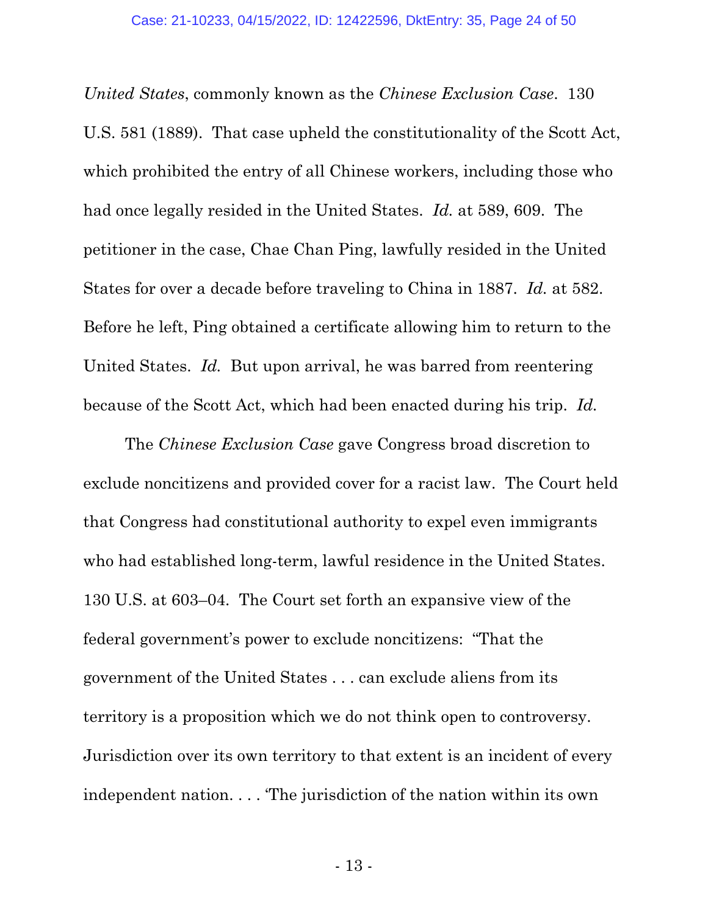*United States*, commonly known as the *Chinese Exclusion Case*. 130 U.S. 581 (1889). That case upheld the constitutionality of the Scott Act, which prohibited the entry of all Chinese workers, including those who had once legally resided in the United States. *Id.* at 589, 609. The petitioner in the case, Chae Chan Ping, lawfully resided in the United States for over a decade before traveling to China in 1887. *Id.* at 582. Before he left, Ping obtained a certificate allowing him to return to the United States. *Id.* But upon arrival, he was barred from reentering because of the Scott Act, which had been enacted during his trip. *Id.*

The *Chinese Exclusion Case* gave Congress broad discretion to exclude noncitizens and provided cover for a racist law. The Court held that Congress had constitutional authority to expel even immigrants who had established long-term, lawful residence in the United States. 130 U.S. at 603–04. The Court set forth an expansive view of the federal government's power to exclude noncitizens: "That the government of the United States . . . can exclude aliens from its territory is a proposition which we do not think open to controversy. Jurisdiction over its own territory to that extent is an incident of every independent nation. . . . 'The jurisdiction of the nation within its own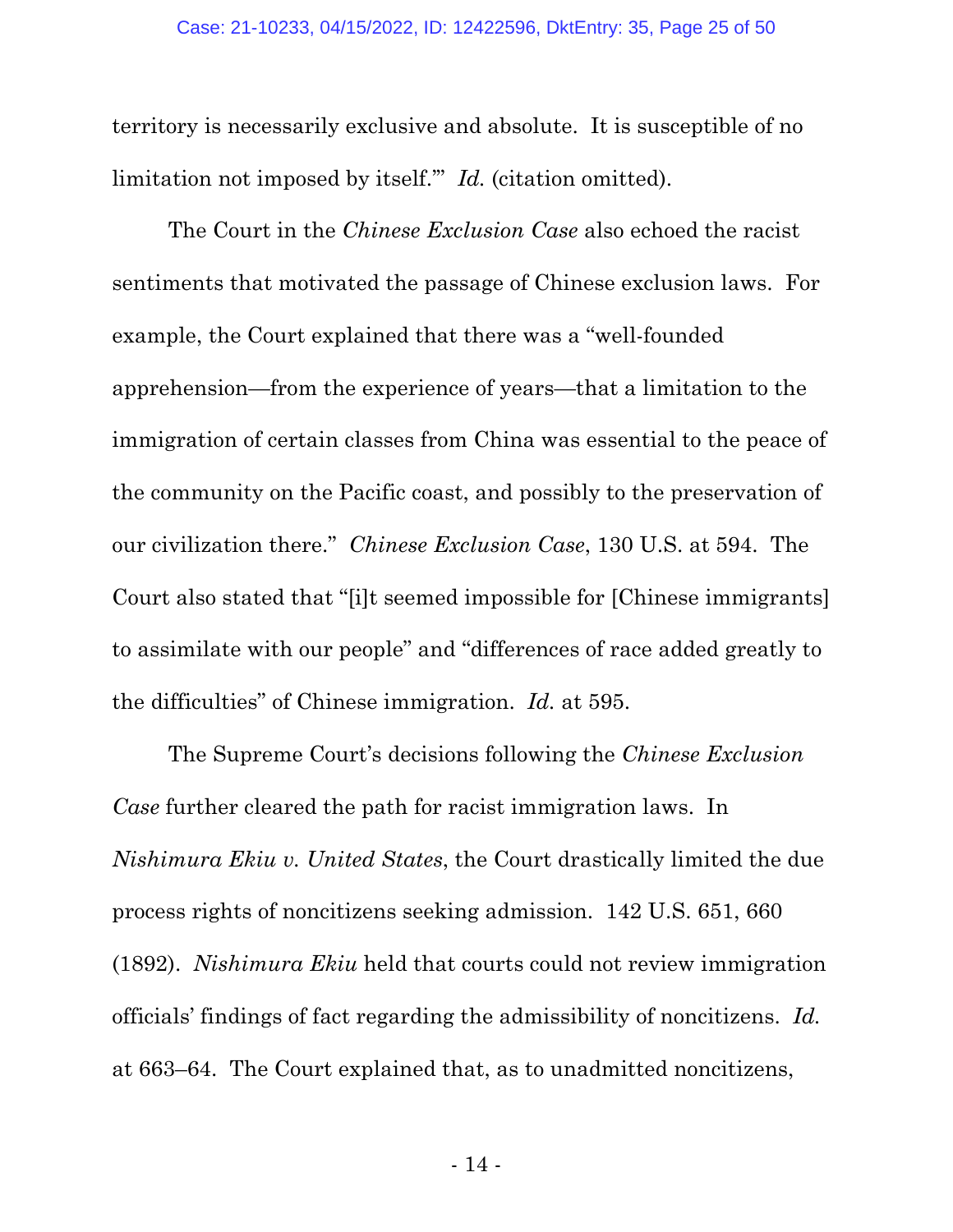territory is necessarily exclusive and absolute. It is susceptible of no limitation not imposed by itself.'" *Id.* (citation omitted).

The Court in the *Chinese Exclusion Case* also echoed the racist sentiments that motivated the passage of Chinese exclusion laws. For example, the Court explained that there was a "well-founded apprehension—from the experience of years—that a limitation to the immigration of certain classes from China was essential to the peace of the community on the Pacific coast, and possibly to the preservation of our civilization there." *Chinese Exclusion Case*, 130 U.S. at 594. The Court also stated that "[i]t seemed impossible for [Chinese immigrants] to assimilate with our people" and "differences of race added greatly to the difficulties" of Chinese immigration. *Id.* at 595.

The Supreme Court's decisions following the *Chinese Exclusion Case* further cleared the path for racist immigration laws. In *Nishimura Ekiu v. United States*, the Court drastically limited the due process rights of noncitizens seeking admission. 142 U.S. 651, 660 (1892). *Nishimura Ekiu* held that courts could not review immigration officials' findings of fact regarding the admissibility of noncitizens. *Id.* at 663–64. The Court explained that, as to unadmitted noncitizens,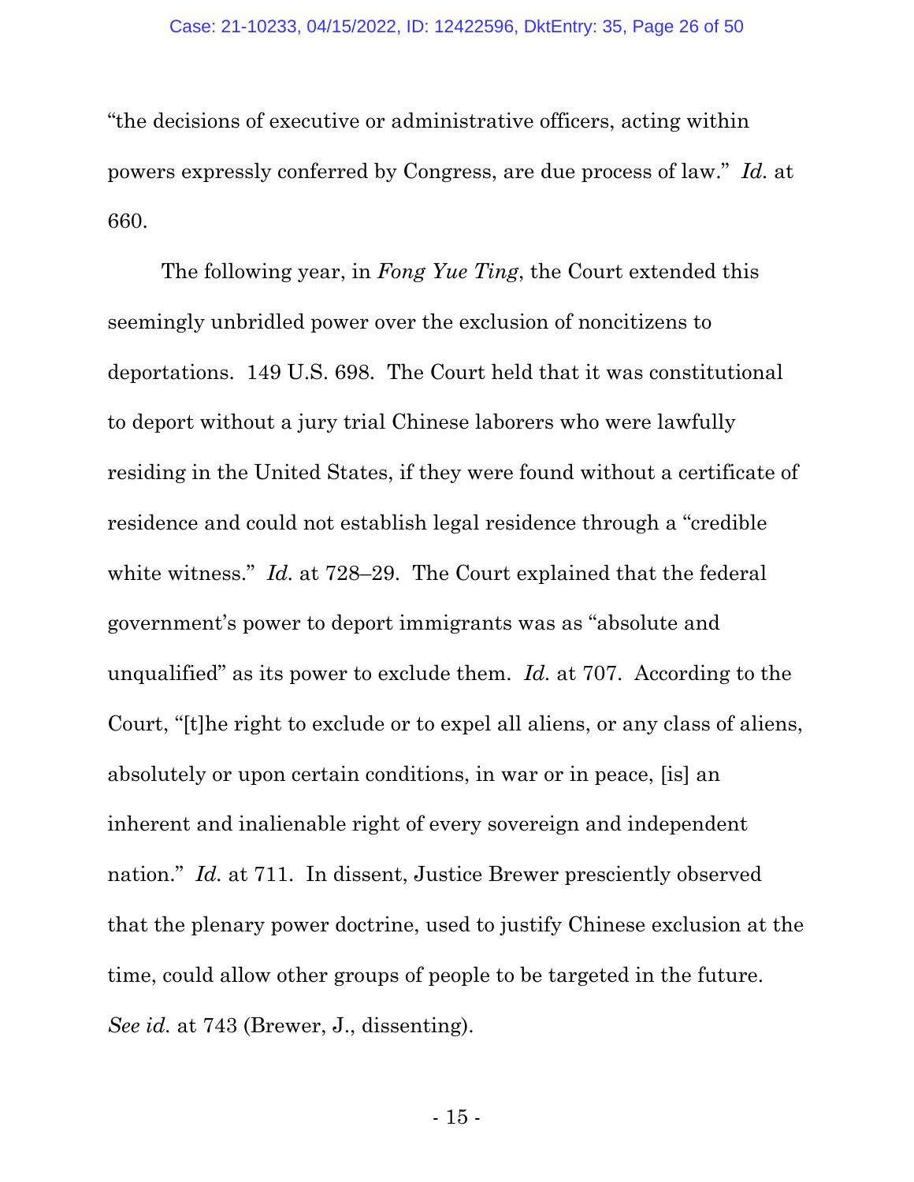"the decisions of executive or administrative officers, acting within powers expressly conferred by Congress, are due process of law." *Id.* at 660.

The following year, in *Fong Yue Ting*, the Court extended this seemingly unbridled power over the exclusion of noncitizens to deportations. 149 U.S. 698. The Court held that it was constitutional to deport without a jury trial Chinese laborers who were lawfully residing in the United States, if they were found without a certificate of residence and could not establish legal residence through a "credible white witness." *Id.* at 728–29. The Court explained that the federal government's power to deport immigrants was as "absolute and unqualified" as its power to exclude them. *Id.* at 707. According to the Court, "[t]he right to exclude or to expel all aliens, or any class of aliens, absolutely or upon certain conditions, in war or in peace, [is] an inherent and inalienable right of every sovereign and independent nation." *Id.* at 711. In dissent, Justice Brewer presciently observed that the plenary power doctrine, used to justify Chinese exclusion at the time, could allow other groups of people to be targeted in the future. *See id.* at 743 (Brewer, J., dissenting).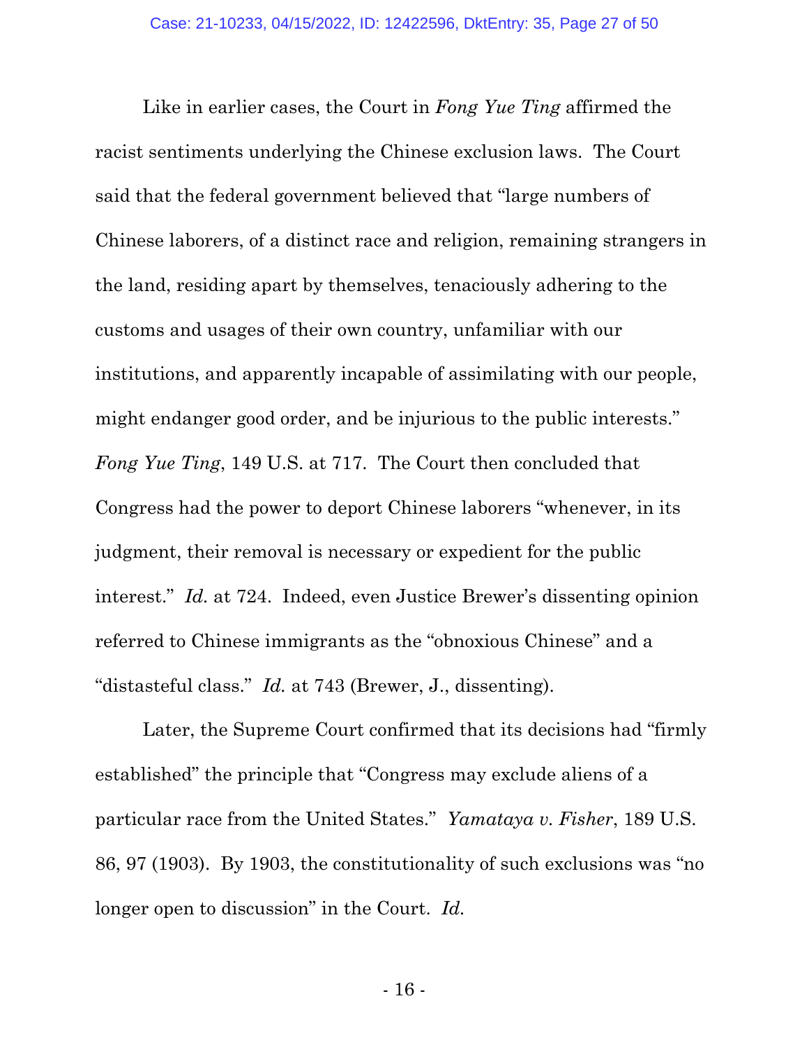Like in earlier cases, the Court in *Fong Yue Ting* affirmed the racist sentiments underlying the Chinese exclusion laws. The Court said that the federal government believed that "large numbers of Chinese laborers, of a distinct race and religion, remaining strangers in the land, residing apart by themselves, tenaciously adhering to the customs and usages of their own country, unfamiliar with our institutions, and apparently incapable of assimilating with our people, might endanger good order, and be injurious to the public interests." *Fong Yue Ting*, 149 U.S. at 717. The Court then concluded that Congress had the power to deport Chinese laborers "whenever, in its judgment, their removal is necessary or expedient for the public interest." *Id.* at 724. Indeed, even Justice Brewer's dissenting opinion referred to Chinese immigrants as the "obnoxious Chinese" and a "distasteful class." *Id.* at 743 (Brewer, J., dissenting).

Later, the Supreme Court confirmed that its decisions had "firmly established" the principle that "Congress may exclude aliens of a particular race from the United States." *Yamataya v. Fisher*, 189 U.S. 86, 97 (1903). By 1903, the constitutionality of such exclusions was "no longer open to discussion" in the Court. *Id.*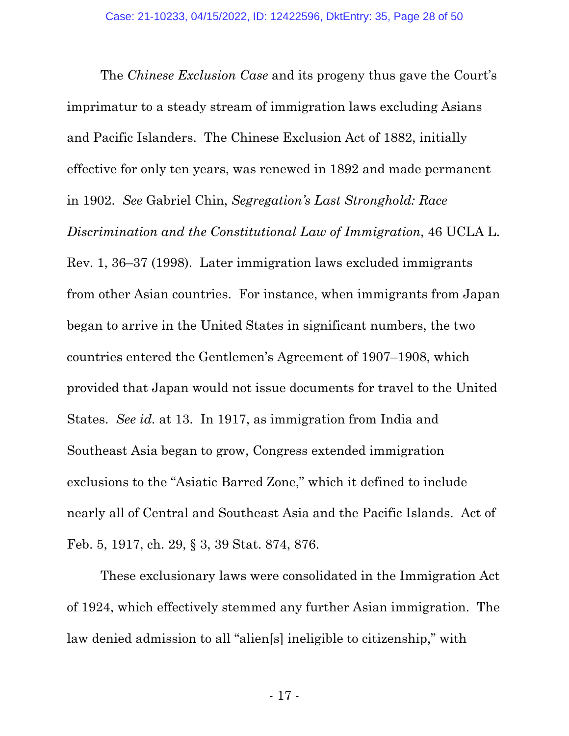The *Chinese Exclusion Case* and its progeny thus gave the Court's imprimatur to a steady stream of immigration laws excluding Asians and Pacific Islanders. The Chinese Exclusion Act of 1882, initially effective for only ten years, was renewed in 1892 and made permanent in 1902. *See* Gabriel Chin, *Segregation's Last Stronghold: Race Discrimination and the Constitutional Law of Immigration*, 46 UCLA L. Rev. 1, 36–37 (1998). Later immigration laws excluded immigrants from other Asian countries. For instance, when immigrants from Japan began to arrive in the United States in significant numbers, the two countries entered the Gentlemen's Agreement of 1907–1908, which provided that Japan would not issue documents for travel to the United States. *See id.* at 13. In 1917, as immigration from India and Southeast Asia began to grow, Congress extended immigration exclusions to the "Asiatic Barred Zone," which it defined to include nearly all of Central and Southeast Asia and the Pacific Islands. Act of Feb. 5, 1917, ch. 29, § 3, 39 Stat. 874, 876.

These exclusionary laws were consolidated in the Immigration Act of 1924, which effectively stemmed any further Asian immigration. The law denied admission to all "alien[s] ineligible to citizenship," with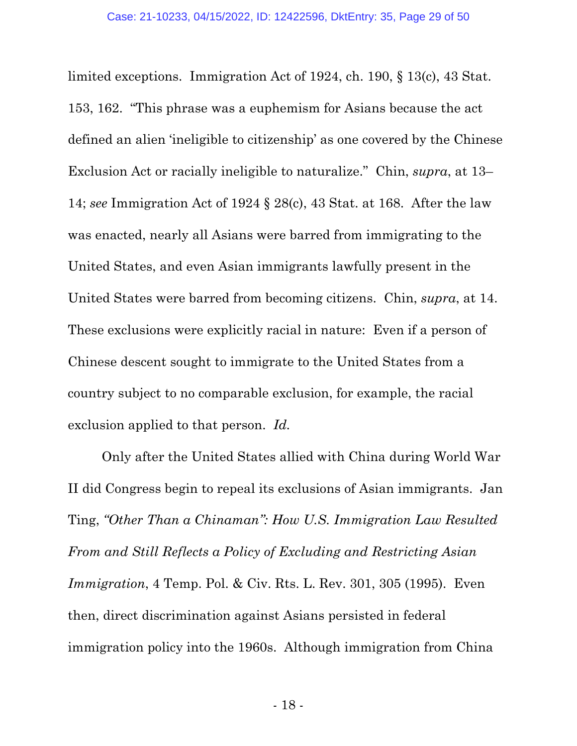limited exceptions. Immigration Act of 1924, ch. 190, § 13(c), 43 Stat. 153, 162. "This phrase was a euphemism for Asians because the act defined an alien 'ineligible to citizenship' as one covered by the Chinese Exclusion Act or racially ineligible to naturalize." Chin, *supra*, at 13–14; *see* Immigration Act of 1924 § 28(c), 43 Stat. at 168. After the law was enacted, nearly all Asians were barred from immigrating to the United States, and even Asian immigrants lawfully present in the United States were barred from becoming citizens. Chin, *supra*, at 14. These exclusions were explicitly racial in nature: Even if a person of Chinese descent sought to immigrate to the United States from a country subject to no comparable exclusion, for example, the racial exclusion applied to that person. *Id.*

Only after the United States allied with China during World War II did Congress begin to repeal its exclusions of Asian immigrants. Jan Ting, *"Other Than a Chinaman": How U.S. Immigration Law Resulted From and Still Reflects a Policy of Excluding and Restricting Asian Immigration*, 4 Temp. Pol. & Civ. Rts. L. Rev. 301, 305 (1995). Even then, direct discrimination against Asians persisted in federal immigration policy into the 1960s. Although immigration from China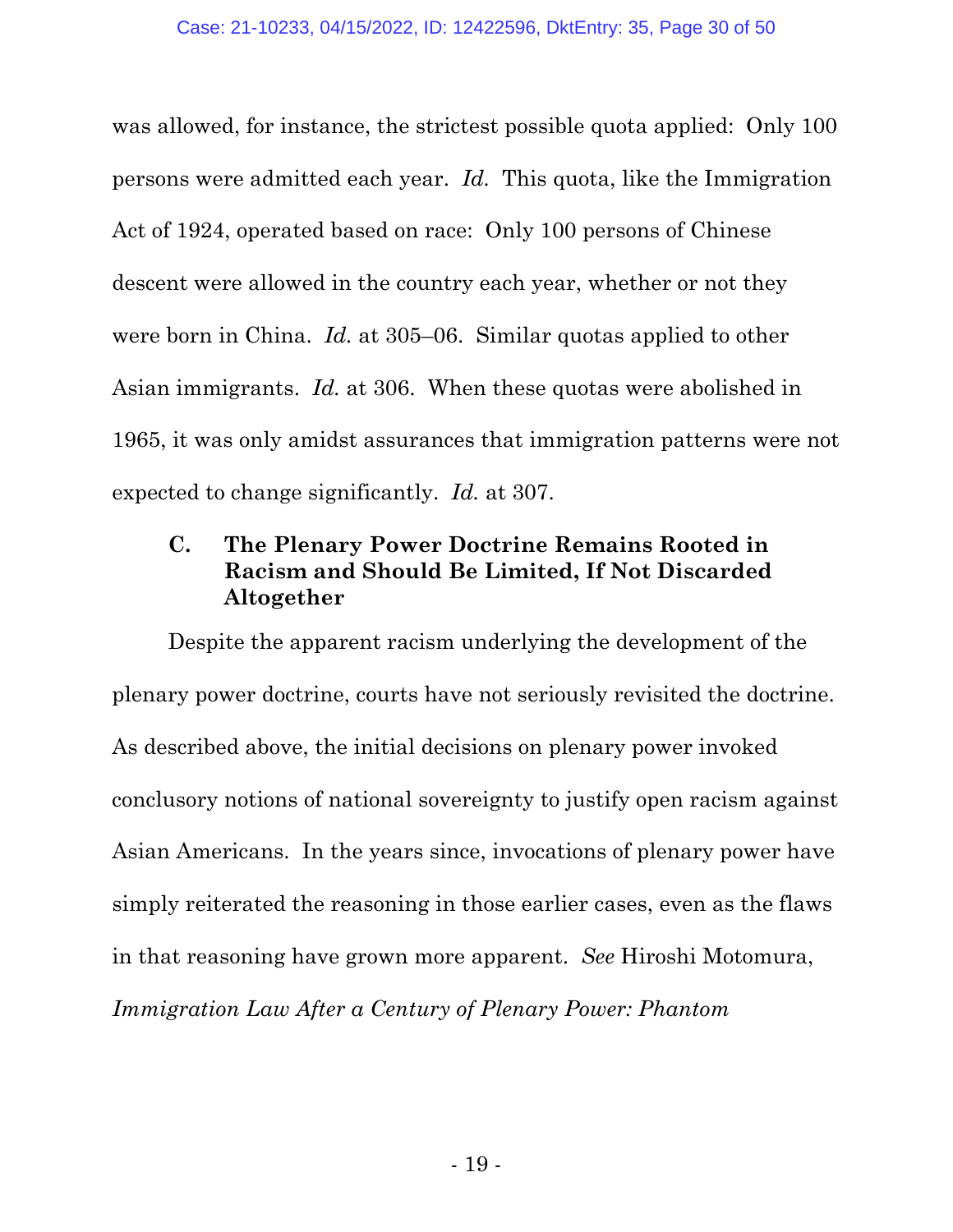was allowed, for instance, the strictest possible quota applied: Only 100 persons were admitted each year. *Id.* This quota, like the Immigration Act of 1924, operated based on race: Only 100 persons of Chinese descent were allowed in the country each year, whether or not they were born in China. *Id.* at 305–06. Similar quotas applied to other Asian immigrants. *Id.* at 306. When these quotas were abolished in 1965, it was only amidst assurances that immigration patterns were not expected to change significantly. *Id.* at 307.

### C. The Plenary Power Doctrine Remains Rooted in Racism and Should Be Limited, If Not Discarded Altogether

Despite the apparent racism underlying the development of the plenary power doctrine, courts have not seriously revisited the doctrine. As described above, the initial decisions on plenary power invoked conclusory notions of national sovereignty to justify open racism against Asian Americans. In the years since, invocations of plenary power have simply reiterated the reasoning in those earlier cases, even as the flaws in that reasoning have grown more apparent. *See* Hiroshi Motomura, *Immigration Law After a Century of Plenary Power: Phantom*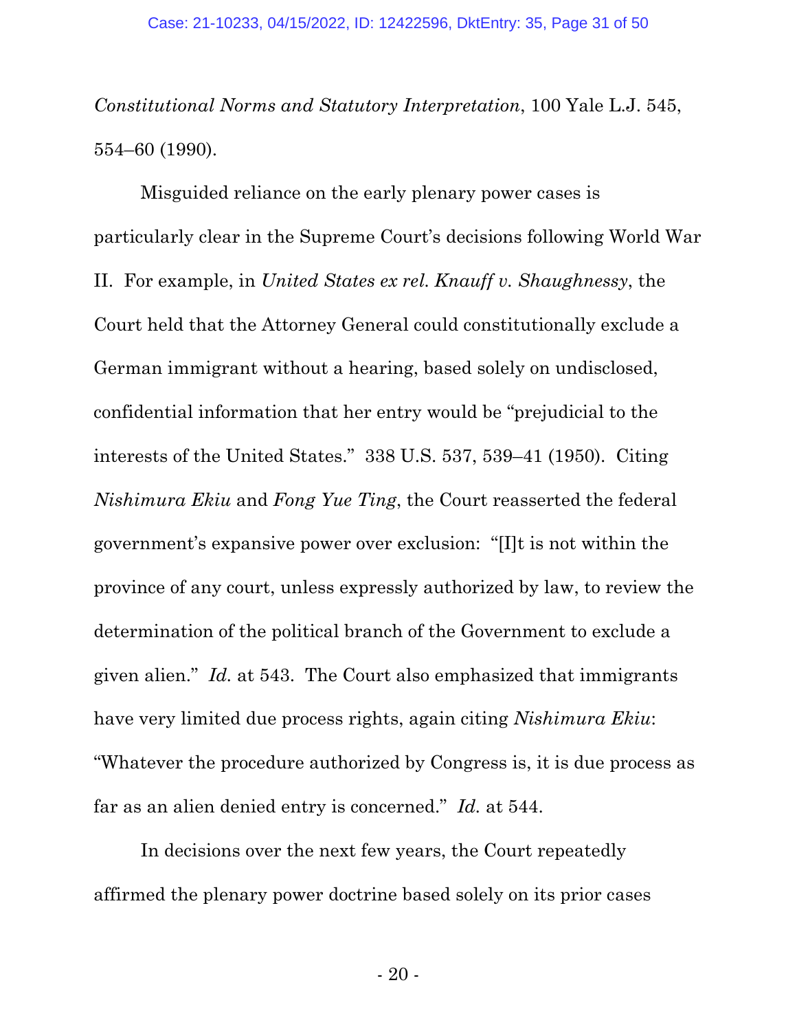*Constitutional Norms and Statutory Interpretation*, 100 Yale L.J. 545, 554–60 (1990).

Misguided reliance on the early plenary power cases is particularly clear in the Supreme Court's decisions following World War II. For example, in *United States ex rel. Knauff v. Shaughnessy*, the Court held that the Attorney General could constitutionally exclude a German immigrant without a hearing, based solely on undisclosed, confidential information that her entry would be "prejudicial to the interests of the United States." 338 U.S. 537, 539–41 (1950). Citing *Nishimura Ekiu* and *Fong Yue Ting*, the Court reasserted the federal government's expansive power over exclusion: "[I]t is not within the province of any court, unless expressly authorized by law, to review the determination of the political branch of the Government to exclude a given alien." *Id.* at 543. The Court also emphasized that immigrants have very limited due process rights, again citing *Nishimura Ekiu*: "Whatever the procedure authorized by Congress is, it is due process as far as an alien denied entry is concerned." *Id.* at 544.

In decisions over the next few years, the Court repeatedly affirmed the plenary power doctrine based solely on its prior cases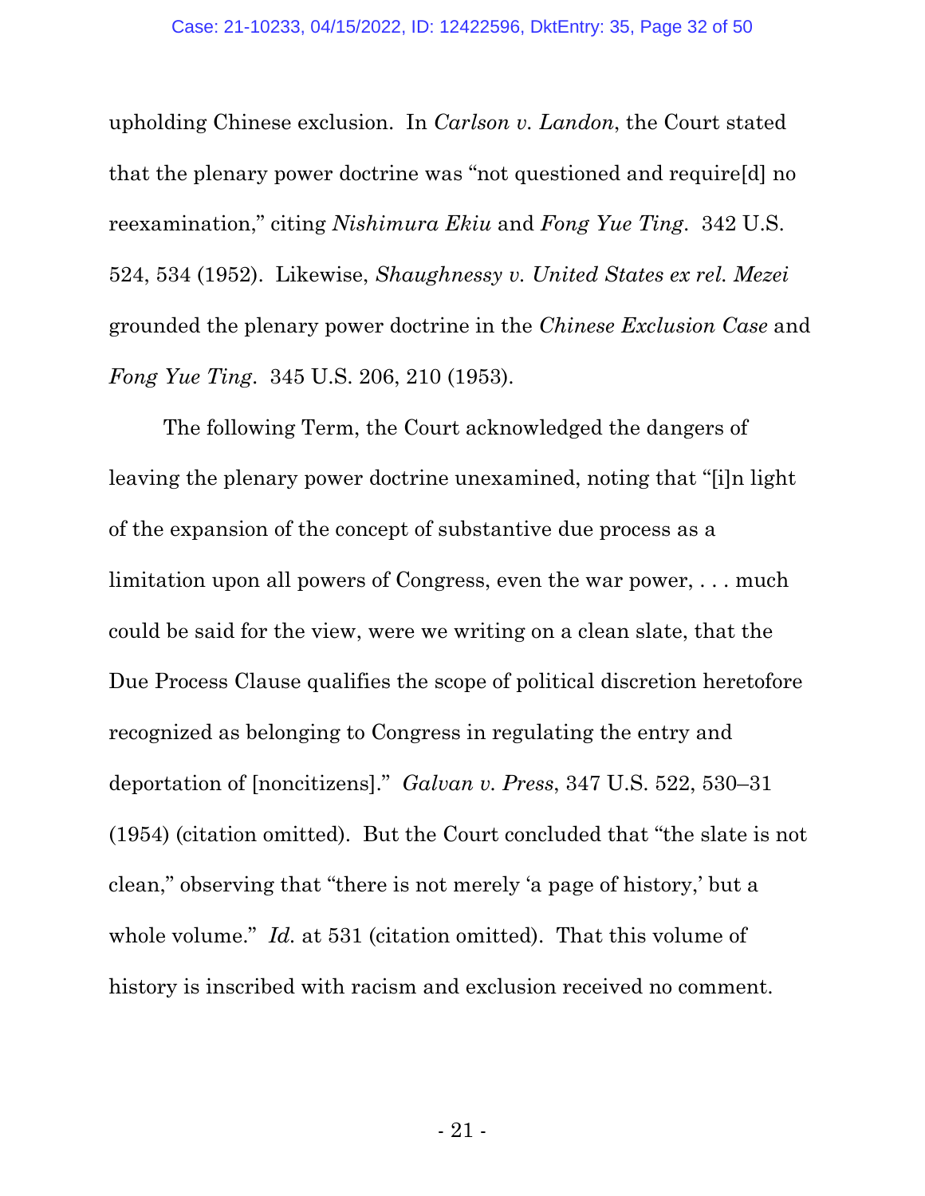upholding Chinese exclusion. In *Carlson v. Landon*, the Court stated that the plenary power doctrine was "not questioned and require[d] no reexamination," citing *Nishimura Ekiu* and *Fong Yue Ting*. 342 U.S. 524, 534 (1952). Likewise, *Shaughnessy v. United States ex rel. Mezei* grounded the plenary power doctrine in the *Chinese Exclusion Case* and *Fong Yue Ting*. 345 U.S. 206, 210 (1953).

The following Term, the Court acknowledged the dangers of leaving the plenary power doctrine unexamined, noting that "[i]n light of the expansion of the concept of substantive due process as a limitation upon all powers of Congress, even the war power, . . . much could be said for the view, were we writing on a clean slate, that the Due Process Clause qualifies the scope of political discretion heretofore recognized as belonging to Congress in regulating the entry and deportation of [noncitizens]." *Galvan v. Press*, 347 U.S. 522, 530–31 (1954) (citation omitted). But the Court concluded that "the slate is not clean," observing that "there is not merely 'a page of history,' but a whole volume." *Id.* at 531 (citation omitted). That this volume of history is inscribed with racism and exclusion received no comment.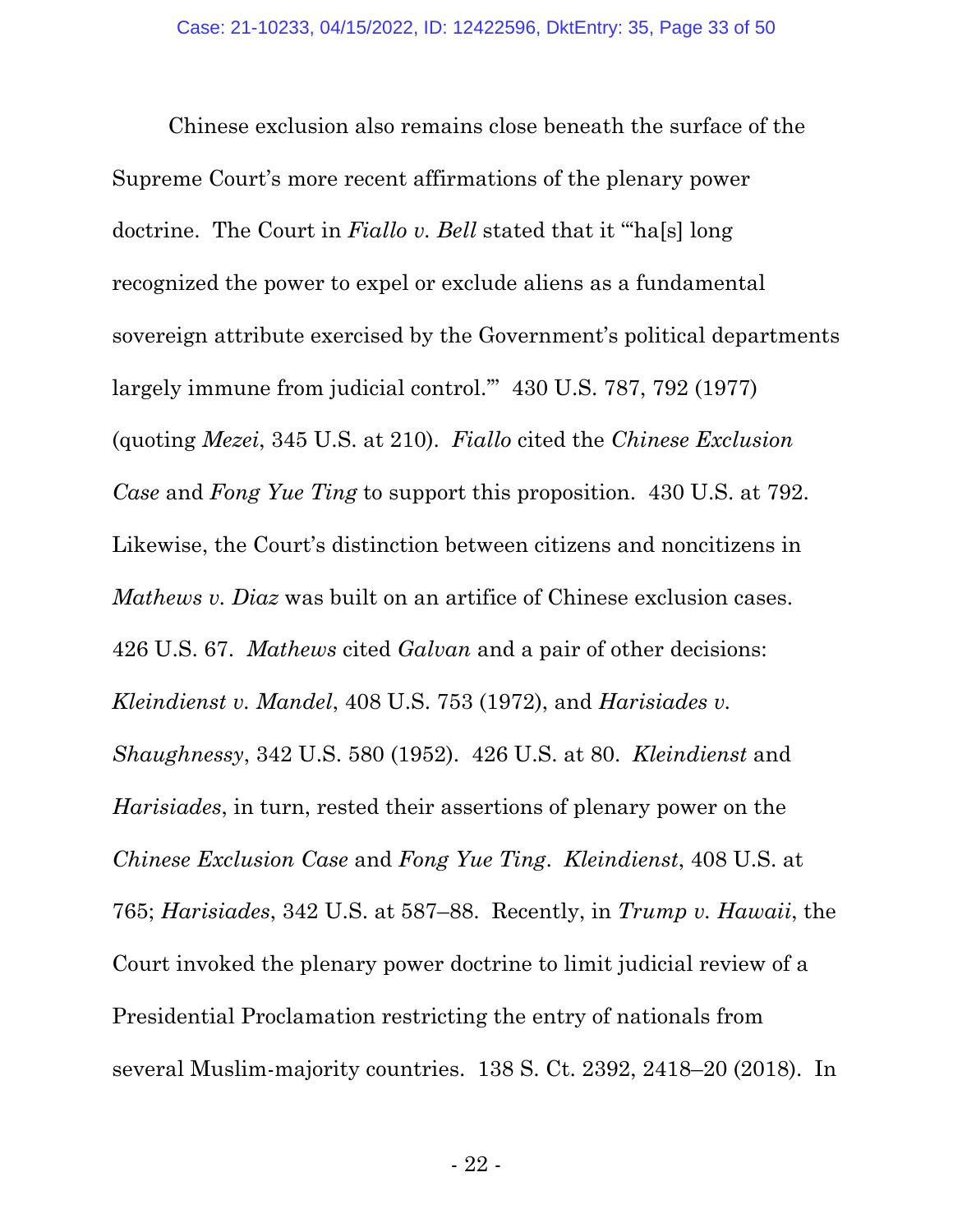Chinese exclusion also remains close beneath the surface of the Supreme Court's more recent affirmations of the plenary power doctrine. The Court in *Fiallo v. Bell* stated that it "'ha[s] long recognized the power to expel or exclude aliens as a fundamental sovereign attribute exercised by the Government's political departments largely immune from judicial control.'" 430 U.S. 787, 792 (1977) (quoting *Mezei*, 345 U.S. at 210). *Fiallo* cited the *Chinese Exclusion Case* and *Fong Yue Ting* to support this proposition. 430 U.S. at 792. Likewise, the Court's distinction between citizens and noncitizens in *Mathews v. Diaz* was built on an artifice of Chinese exclusion cases. 426 U.S. 67. *Mathews* cited *Galvan* and a pair of other decisions: *Kleindienst v. Mandel*, 408 U.S. 753 (1972), and *Harisiades v. Shaughnessy*, 342 U.S. 580 (1952). 426 U.S. at 80. *Kleindienst* and *Harisiades*, in turn, rested their assertions of plenary power on the *Chinese Exclusion Case* and *Fong Yue Ting*. *Kleindienst*, 408 U.S. at 765; *Harisiades*, 342 U.S. at 587–88. Recently, in *Trump v. Hawaii*, the Court invoked the plenary power doctrine to limit judicial review of a Presidential Proclamation restricting the entry of nationals from several Muslim-majority countries. 138 S. Ct. 2392, 2418–20 (2018). In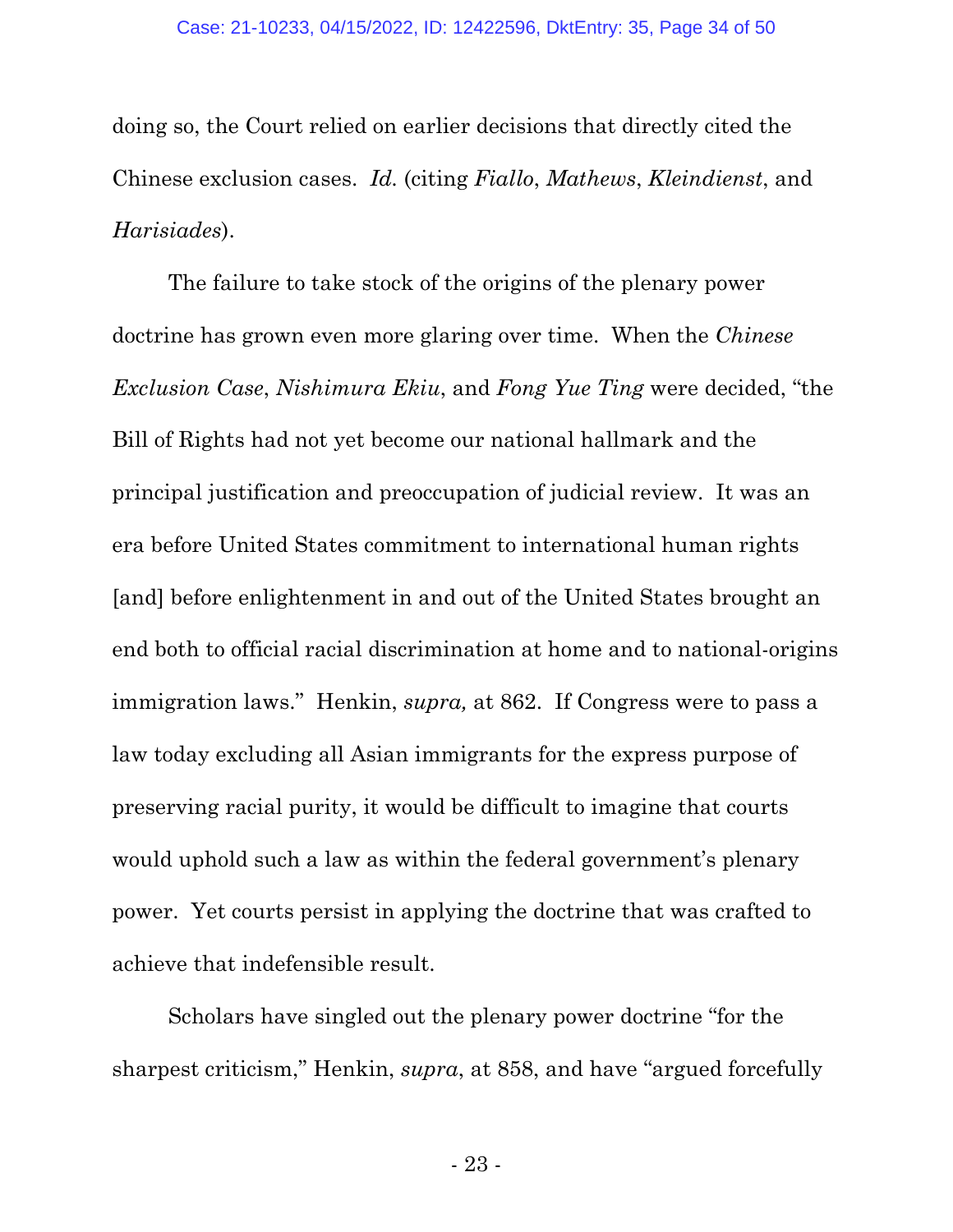doing so, the Court relied on earlier decisions that directly cited the Chinese exclusion cases. *Id.* (citing *Fiallo*, *Mathews*, *Kleindienst*, and *Harisiades*).

The failure to take stock of the origins of the plenary power doctrine has grown even more glaring over time. When the *Chinese Exclusion Case*, *Nishimura Ekiu*, and *Fong Yue Ting* were decided, "the Bill of Rights had not yet become our national hallmark and the principal justification and preoccupation of judicial review. It was an era before United States commitment to international human rights [and] before enlightenment in and out of the United States brought an end both to official racial discrimination at home and to national-origins immigration laws." Henkin, *supra,* at 862. If Congress were to pass a law today excluding all Asian immigrants for the express purpose of preserving racial purity, it would be difficult to imagine that courts would uphold such a law as within the federal government's plenary power. Yet courts persist in applying the doctrine that was crafted to achieve that indefensible result.

Scholars have singled out the plenary power doctrine "for the sharpest criticism," Henkin, *supra*, at 858, and have "argued forcefully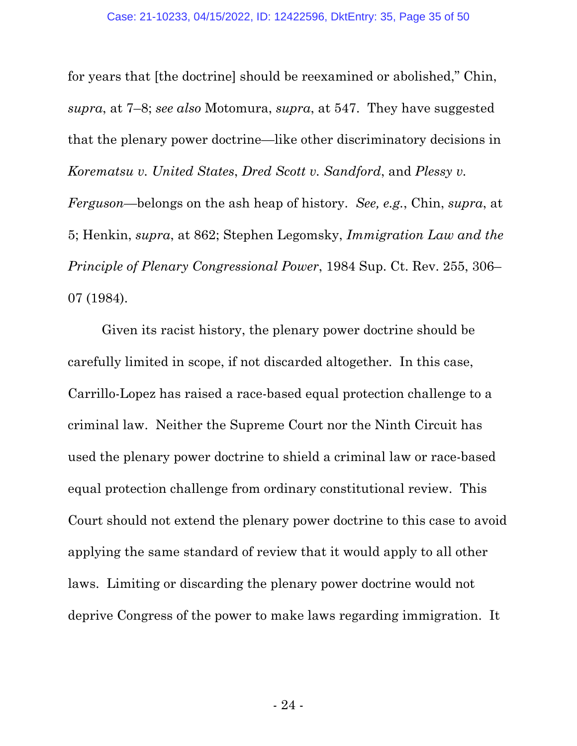for years that [the doctrine] should be reexamined or abolished," Chin, *supra*, at 7–8; *see also* Motomura, *supra*, at 547. They have suggested that the plenary power doctrine—like other discriminatory decisions in *Korematsu v. United States*, *Dred Scott v. Sandford*, and *Plessy v. Ferguson*—belongs on the ash heap of history. *See, e.g.*, Chin, *supra*, at 5; Henkin, *supra*, at 862; Stephen Legomsky, *Immigration Law and the Principle of Plenary Congressional Power*, 1984 Sup. Ct. Rev. 255, 306–07 (1984).

Given its racist history, the plenary power doctrine should be carefully limited in scope, if not discarded altogether. In this case, Carrillo-Lopez has raised a race-based equal protection challenge to a criminal law. Neither the Supreme Court nor the Ninth Circuit has used the plenary power doctrine to shield a criminal law or race-based equal protection challenge from ordinary constitutional review. This Court should not extend the plenary power doctrine to this case to avoid applying the same standard of review that it would apply to all other laws. Limiting or discarding the plenary power doctrine would not deprive Congress of the power to make laws regarding immigration. It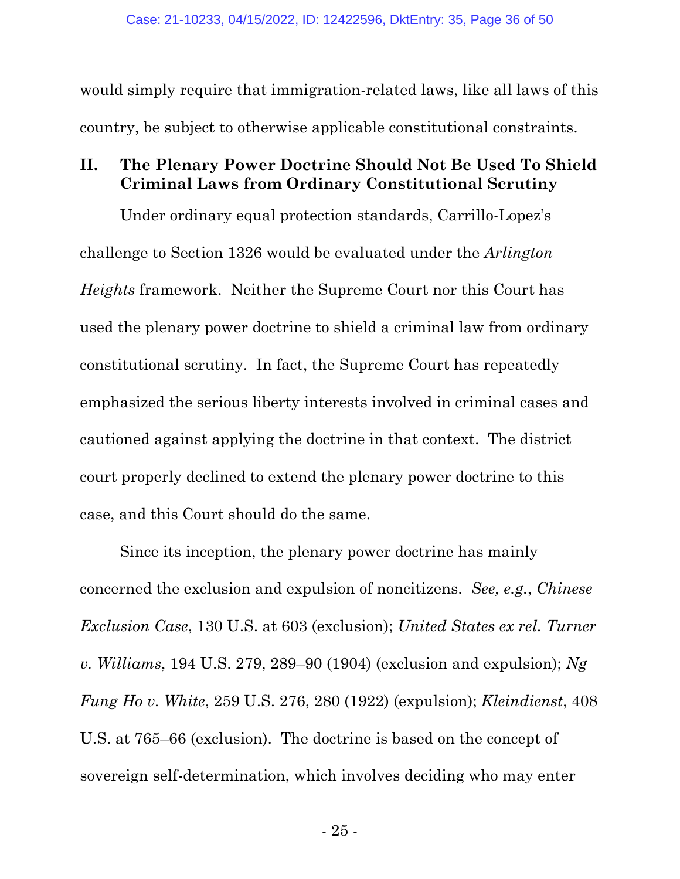would simply require that immigration-related laws, like all laws of this country, be subject to otherwise applicable constitutional constraints.

## II. The Plenary Power Doctrine Should Not Be Used To Shield Criminal Laws from Ordinary Constitutional Scrutiny

Under ordinary equal protection standards, Carrillo-Lopez's challenge to Section 1326 would be evaluated under the *Arlington Heights* framework. Neither the Supreme Court nor this Court has used the plenary power doctrine to shield a criminal law from ordinary constitutional scrutiny. In fact, the Supreme Court has repeatedly emphasized the serious liberty interests involved in criminal cases and cautioned against applying the doctrine in that context. The district court properly declined to extend the plenary power doctrine to this case, and this Court should do the same.

Since its inception, the plenary power doctrine has mainly concerned the exclusion and expulsion of noncitizens. *See, e.g.*, *Chinese Exclusion Case*, 130 U.S. at 603 (exclusion); *United States ex rel. Turner v. Williams*, 194 U.S. 279, 289–90 (1904) (exclusion and expulsion); *Ng Fung Ho v. White*, 259 U.S. 276, 280 (1922) (expulsion); *Kleindienst*, 408 U.S. at 765–66 (exclusion). The doctrine is based on the concept of sovereign self-determination, which involves deciding who may enter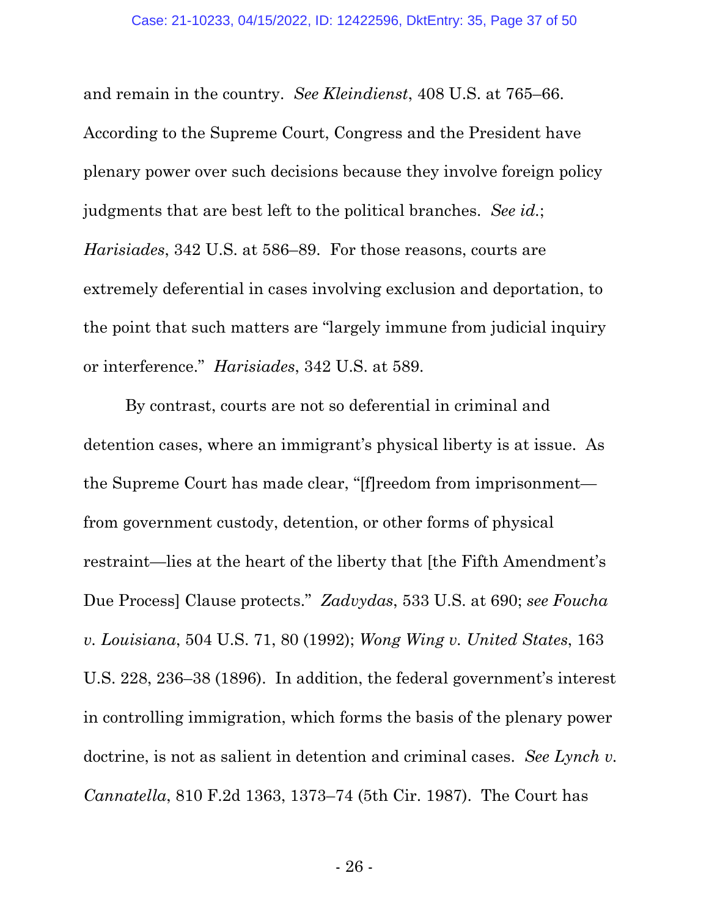and remain in the country. *See Kleindienst*, 408 U.S. at 765–66. According to the Supreme Court, Congress and the President have plenary power over such decisions because they involve foreign policy judgments that are best left to the political branches. *See id.*; *Harisiades*, 342 U.S. at 586–89. For those reasons, courts are extremely deferential in cases involving exclusion and deportation, to the point that such matters are "largely immune from judicial inquiry or interference." *Harisiades*, 342 U.S. at 589.

By contrast, courts are not so deferential in criminal and detention cases, where an immigrant's physical liberty is at issue. As the Supreme Court has made clear, "[f]reedom from imprisonment—from government custody, detention, or other forms of physical restraint—lies at the heart of the liberty that [the Fifth Amendment's Due Process] Clause protects." *Zadvydas*, 533 U.S. at 690; *see Foucha v. Louisiana*, 504 U.S. 71, 80 (1992); *Wong Wing v. United States*, 163 U.S. 228, 236–38 (1896). In addition, the federal government's interest in controlling immigration, which forms the basis of the plenary power doctrine, is not as salient in detention and criminal cases. *See Lynch v. Cannatella*, 810 F.2d 1363, 1373–74 (5th Cir. 1987). The Court has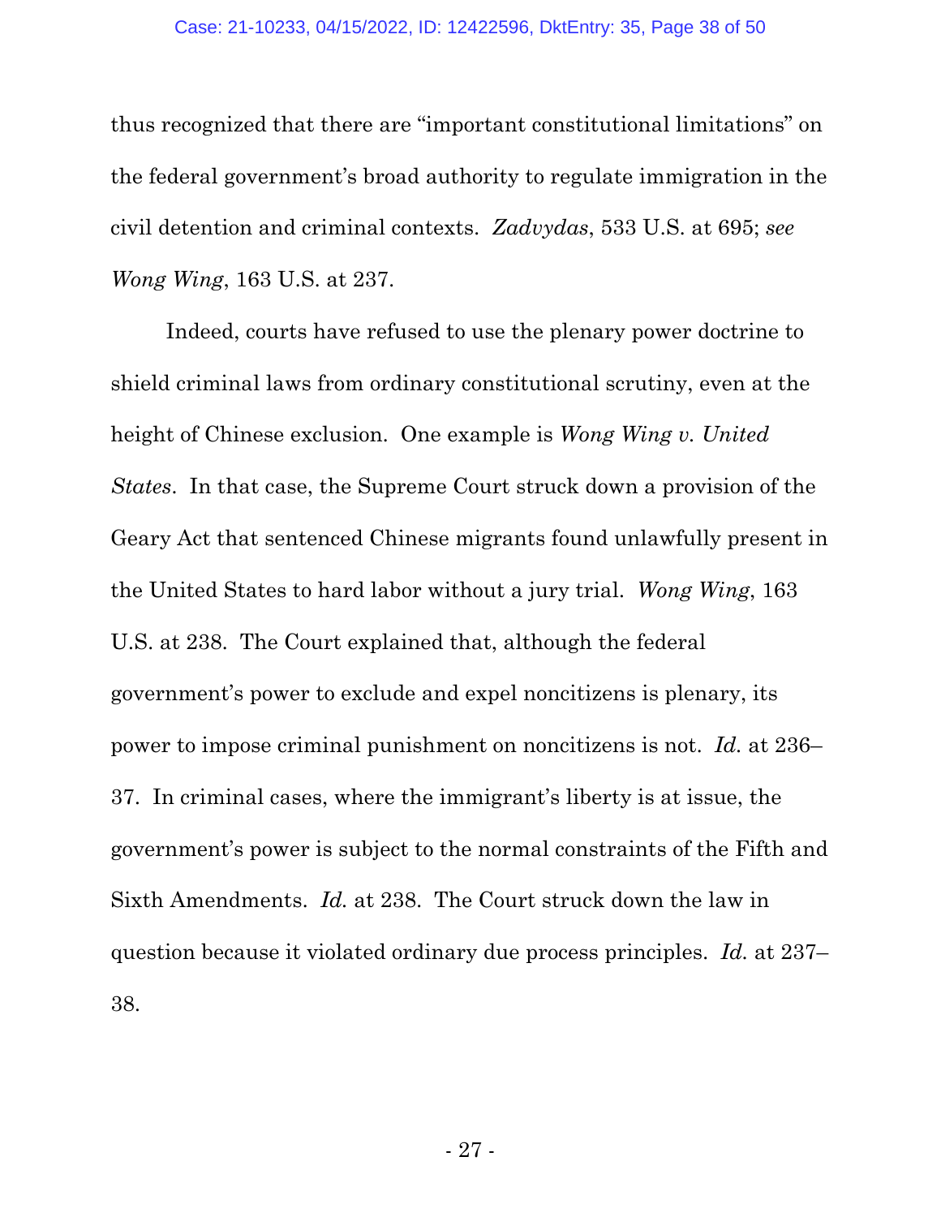thus recognized that there are "important constitutional limitations" on the federal government's broad authority to regulate immigration in the civil detention and criminal contexts. *Zadvydas*, 533 U.S. at 695; *see Wong Wing*, 163 U.S. at 237.

Indeed, courts have refused to use the plenary power doctrine to shield criminal laws from ordinary constitutional scrutiny, even at the height of Chinese exclusion. One example is *Wong Wing v. United States*. In that case, the Supreme Court struck down a provision of the Geary Act that sentenced Chinese migrants found unlawfully present in the United States to hard labor without a jury trial. *Wong Wing*, 163 U.S. at 238. The Court explained that, although the federal government's power to exclude and expel noncitizens is plenary, its power to impose criminal punishment on noncitizens is not. *Id.* at 236–37. In criminal cases, where the immigrant's liberty is at issue, the government's power is subject to the normal constraints of the Fifth and Sixth Amendments. *Id.* at 238. The Court struck down the law in question because it violated ordinary due process principles. *Id.* at 237–38.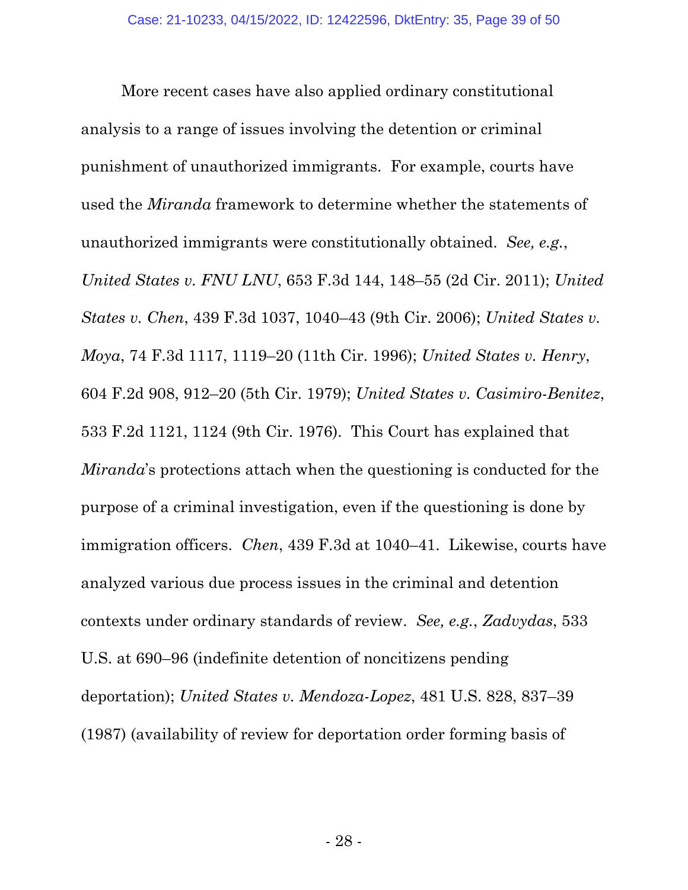More recent cases have also applied ordinary constitutional analysis to a range of issues involving the detention or criminal punishment of unauthorized immigrants. For example, courts have used the *Miranda* framework to determine whether the statements of unauthorized immigrants were constitutionally obtained. *See, e.g.*, *United States v. FNU LNU*, 653 F.3d 144, 148–55 (2d Cir. 2011); *United States v. Chen*, 439 F.3d 1037, 1040–43 (9th Cir. 2006); *United States v. Moya*, 74 F.3d 1117, 1119–20 (11th Cir. 1996); *United States v. Henry*, 604 F.2d 908, 912–20 (5th Cir. 1979); *United States v. Casimiro-Benitez*, 533 F.2d 1121, 1124 (9th Cir. 1976). This Court has explained that *Miranda*'s protections attach when the questioning is conducted for the purpose of a criminal investigation, even if the questioning is done by immigration officers. *Chen*, 439 F.3d at 1040–41. Likewise, courts have analyzed various due process issues in the criminal and detention contexts under ordinary standards of review. *See, e.g.*, *Zadvydas*, 533 U.S. at 690–96 (indefinite detention of noncitizens pending deportation); *United States v. Mendoza-Lopez*, 481 U.S. 828, 837–39 (1987) (availability of review for deportation order forming basis of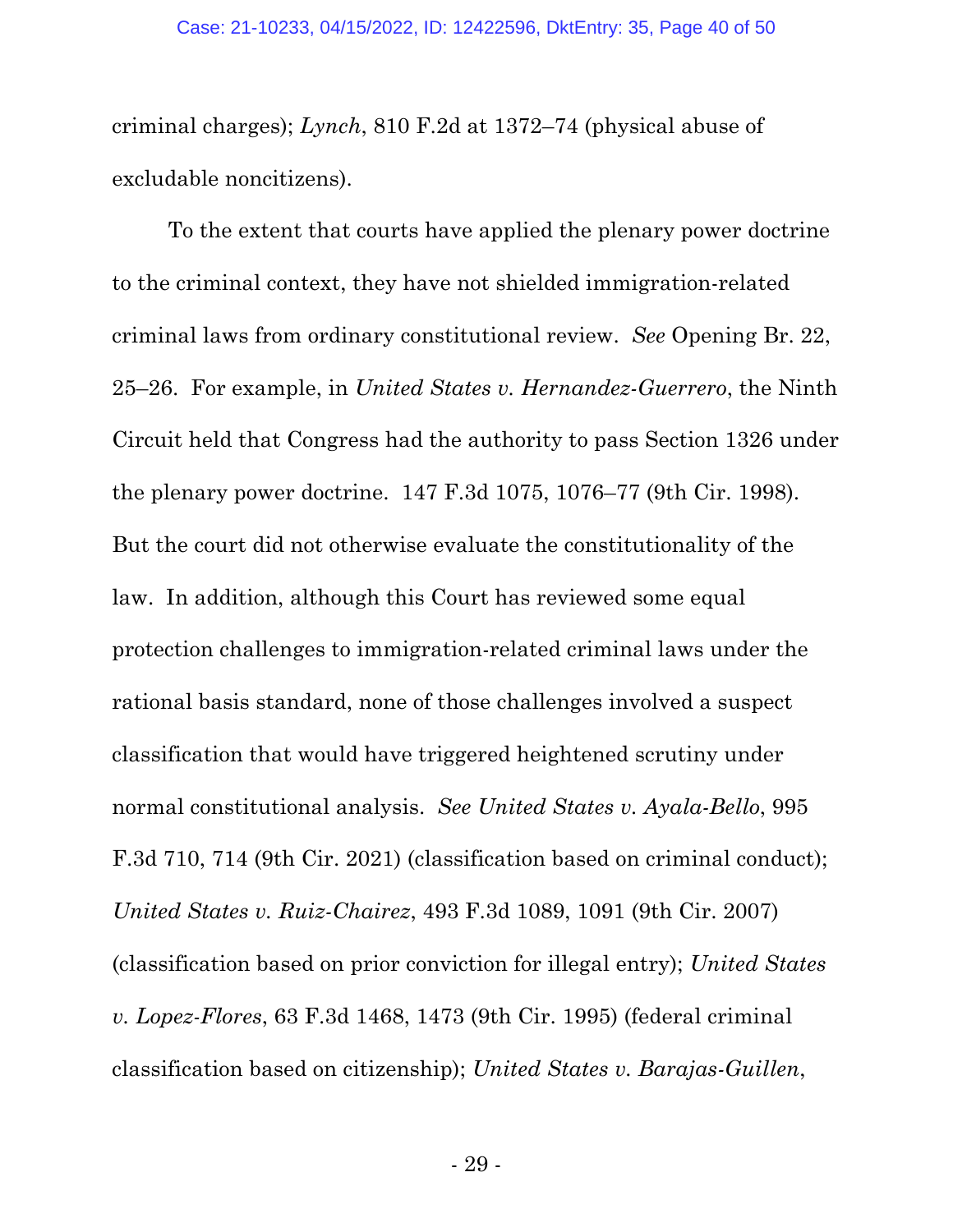criminal charges); *Lynch*, 810 F.2d at 1372–74 (physical abuse of excludable noncitizens).

To the extent that courts have applied the plenary power doctrine to the criminal context, they have not shielded immigration-related criminal laws from ordinary constitutional review. *See* Opening Br. 22, 25–26. For example, in *United States v. Hernandez-Guerrero*, the Ninth Circuit held that Congress had the authority to pass Section 1326 under the plenary power doctrine. 147 F.3d 1075, 1076–77 (9th Cir. 1998). But the court did not otherwise evaluate the constitutionality of the law. In addition, although this Court has reviewed some equal protection challenges to immigration-related criminal laws under the rational basis standard, none of those challenges involved a suspect classification that would have triggered heightened scrutiny under normal constitutional analysis. *See United States v. Ayala-Bello*, 995 F.3d 710, 714 (9th Cir. 2021) (classification based on criminal conduct); *United States v. Ruiz-Chairez*, 493 F.3d 1089, 1091 (9th Cir. 2007) (classification based on prior conviction for illegal entry); *United States v. Lopez-Flores*, 63 F.3d 1468, 1473 (9th Cir. 1995) (federal criminal classification based on citizenship); *United States v. Barajas-Guillen*,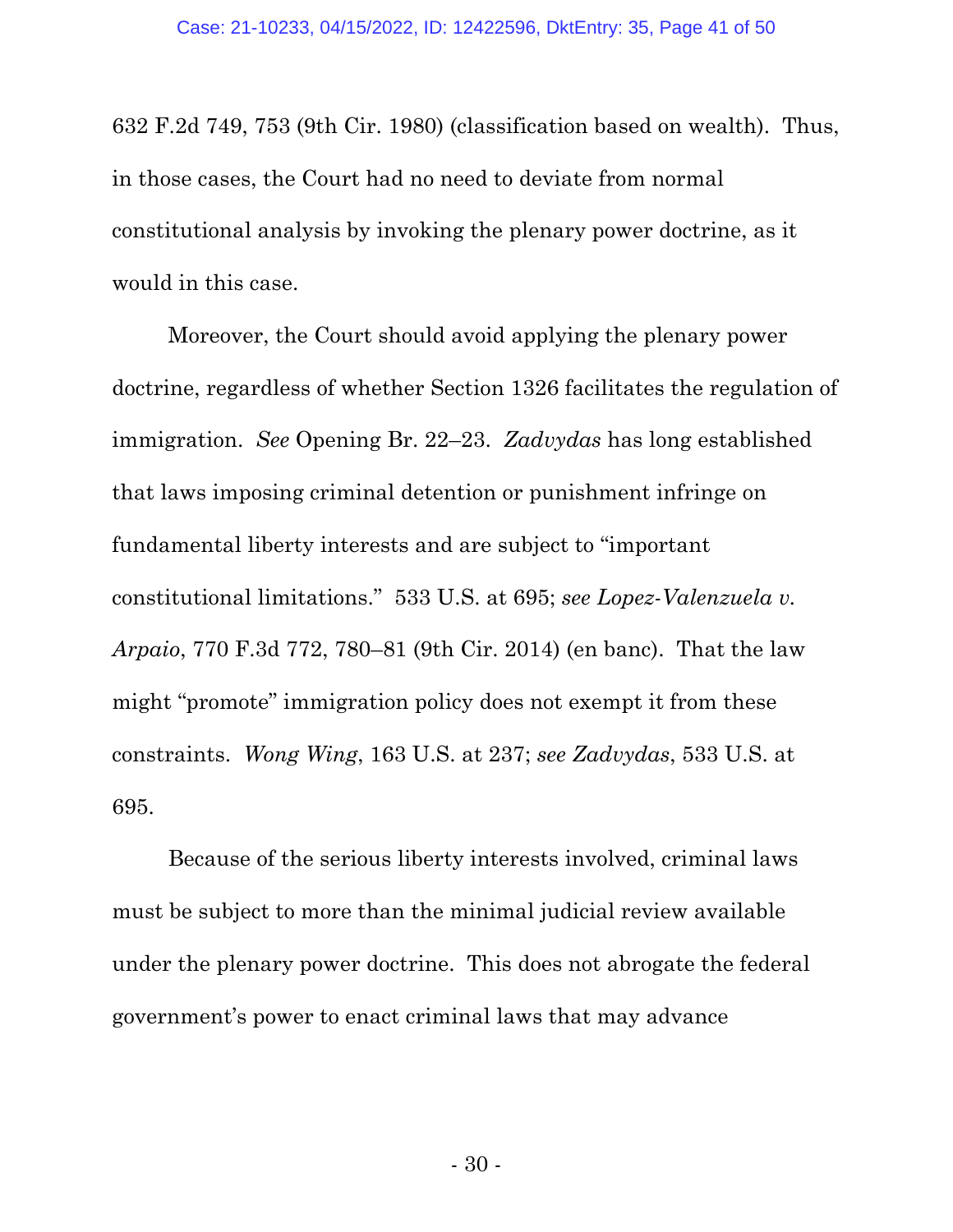632 F.2d 749, 753 (9th Cir. 1980) (classification based on wealth). Thus, in those cases, the Court had no need to deviate from normal constitutional analysis by invoking the plenary power doctrine, as it would in this case.

Moreover, the Court should avoid applying the plenary power doctrine, regardless of whether Section 1326 facilitates the regulation of immigration. *See* Opening Br. 22–23. *Zadvydas* has long established that laws imposing criminal detention or punishment infringe on fundamental liberty interests and are subject to "important constitutional limitations." 533 U.S. at 695; *see Lopez-Valenzuela v. Arpaio*, 770 F.3d 772, 780–81 (9th Cir. 2014) (en banc). That the law might "promote" immigration policy does not exempt it from these constraints. *Wong Wing*, 163 U.S. at 237; *see Zadvydas*, 533 U.S. at 695.

Because of the serious liberty interests involved, criminal laws must be subject to more than the minimal judicial review available under the plenary power doctrine. This does not abrogate the federal government's power to enact criminal laws that may advance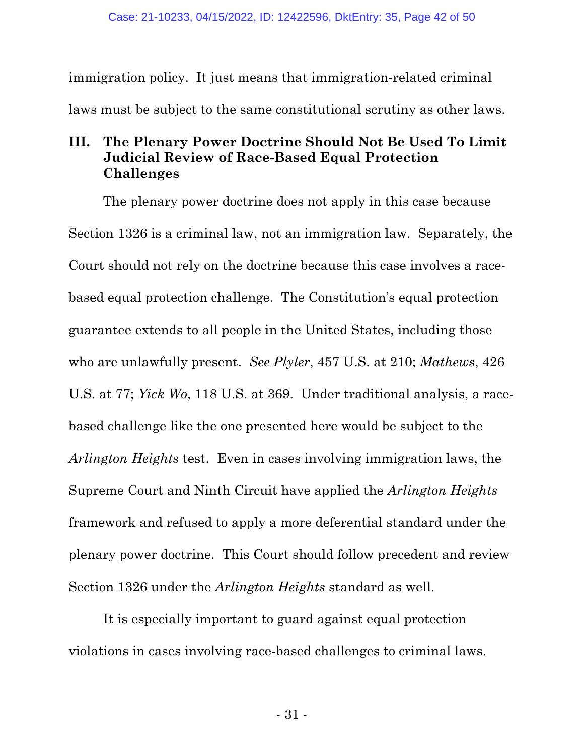immigration policy. It just means that immigration-related criminal laws must be subject to the same constitutional scrutiny as other laws.

### III. The Plenary Power Doctrine Should Not Be Used To Limit Judicial Review of Race-Based Equal Protection Challenges

The plenary power doctrine does not apply in this case because Section 1326 is a criminal law, not an immigration law. Separately, the Court should not rely on the doctrine because this case involves a race-based equal protection challenge. The Constitution's equal protection guarantee extends to all people in the United States, including those who are unlawfully present. *See Plyler*, 457 U.S. at 210; *Mathews*, 426 U.S. at 77; *Yick Wo*, 118 U.S. at 369. Under traditional analysis, a race-based challenge like the one presented here would be subject to the *Arlington Heights* test. Even in cases involving immigration laws, the Supreme Court and Ninth Circuit have applied the *Arlington Heights* framework and refused to apply a more deferential standard under the plenary power doctrine. This Court should follow precedent and review Section 1326 under the *Arlington Heights* standard as well.

It is especially important to guard against equal protection violations in cases involving race-based challenges to criminal laws.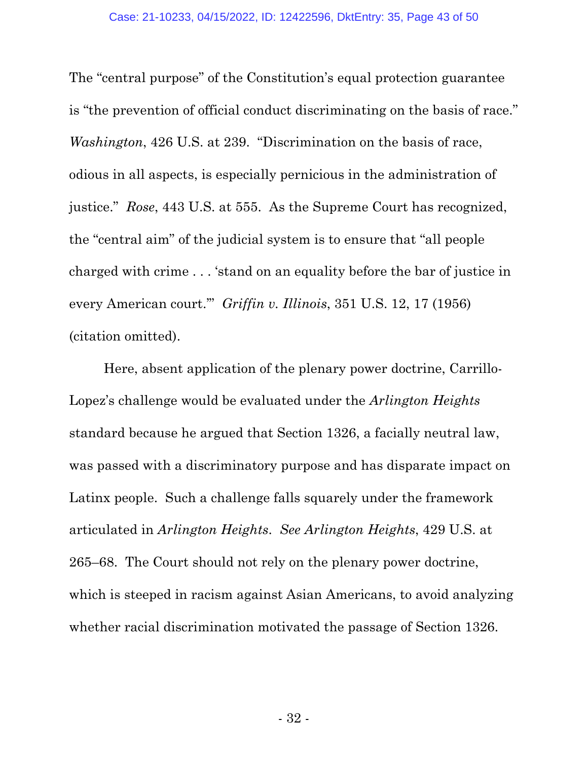The "central purpose" of the Constitution's equal protection guarantee is "the prevention of official conduct discriminating on the basis of race." *Washington*, 426 U.S. at 239. "Discrimination on the basis of race, odious in all aspects, is especially pernicious in the administration of justice." *Rose*, 443 U.S. at 555. As the Supreme Court has recognized, the "central aim" of the judicial system is to ensure that "all people charged with crime . . . 'stand on an equality before the bar of justice in every American court.'" *Griffin v. Illinois*, 351 U.S. 12, 17 (1956) (citation omitted).

Here, absent application of the plenary power doctrine, Carrillo-Lopez's challenge would be evaluated under the *Arlington Heights* standard because he argued that Section 1326, a facially neutral law, was passed with a discriminatory purpose and has disparate impact on Latinx people. Such a challenge falls squarely under the framework articulated in *Arlington Heights*. *See Arlington Heights*, 429 U.S. at 265–68. The Court should not rely on the plenary power doctrine, which is steeped in racism against Asian Americans, to avoid analyzing whether racial discrimination motivated the passage of Section 1326.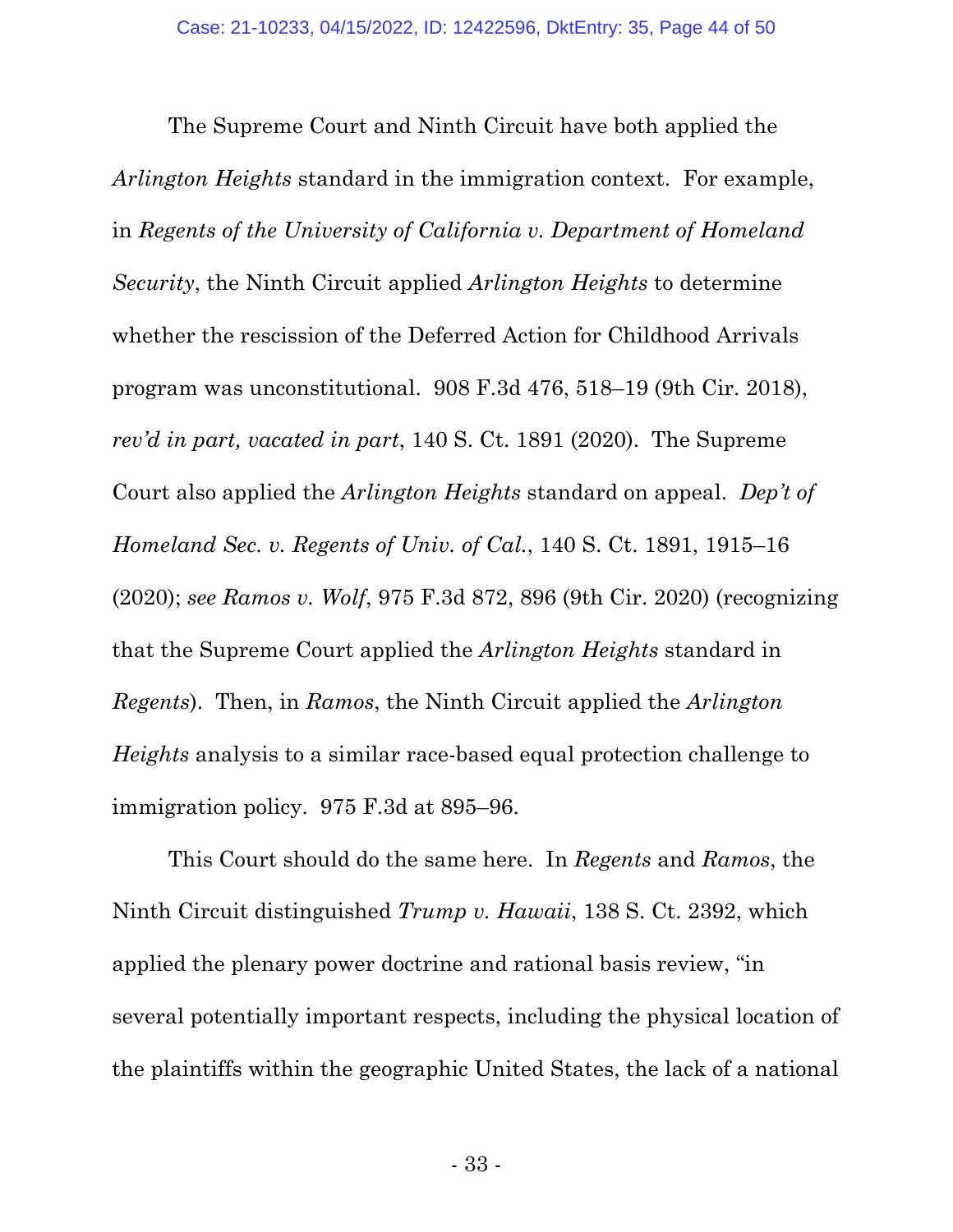The Supreme Court and Ninth Circuit have both applied the *Arlington Heights* standard in the immigration context. For example, in *Regents of the University of California v. Department of Homeland Security*, the Ninth Circuit applied *Arlington Heights* to determine whether the rescission of the Deferred Action for Childhood Arrivals program was unconstitutional. 908 F.3d 476, 518–19 (9th Cir. 2018), *rev'd in part, vacated in part*, 140 S. Ct. 1891 (2020). The Supreme Court also applied the *Arlington Heights* standard on appeal. *Dep't of Homeland Sec. v. Regents of Univ. of Cal.*, 140 S. Ct. 1891, 1915–16 (2020); *see Ramos v. Wolf*, 975 F.3d 872, 896 (9th Cir. 2020) (recognizing that the Supreme Court applied the *Arlington Heights* standard in *Regents*). Then, in *Ramos*, the Ninth Circuit applied the *Arlington Heights* analysis to a similar race-based equal protection challenge to immigration policy. 975 F.3d at 895–96.

This Court should do the same here. In *Regents* and *Ramos*, the Ninth Circuit distinguished *Trump v. Hawaii*, 138 S. Ct. 2392, which applied the plenary power doctrine and rational basis review, "in several potentially important respects, including the physical location of the plaintiffs within the geographic United States, the lack of a national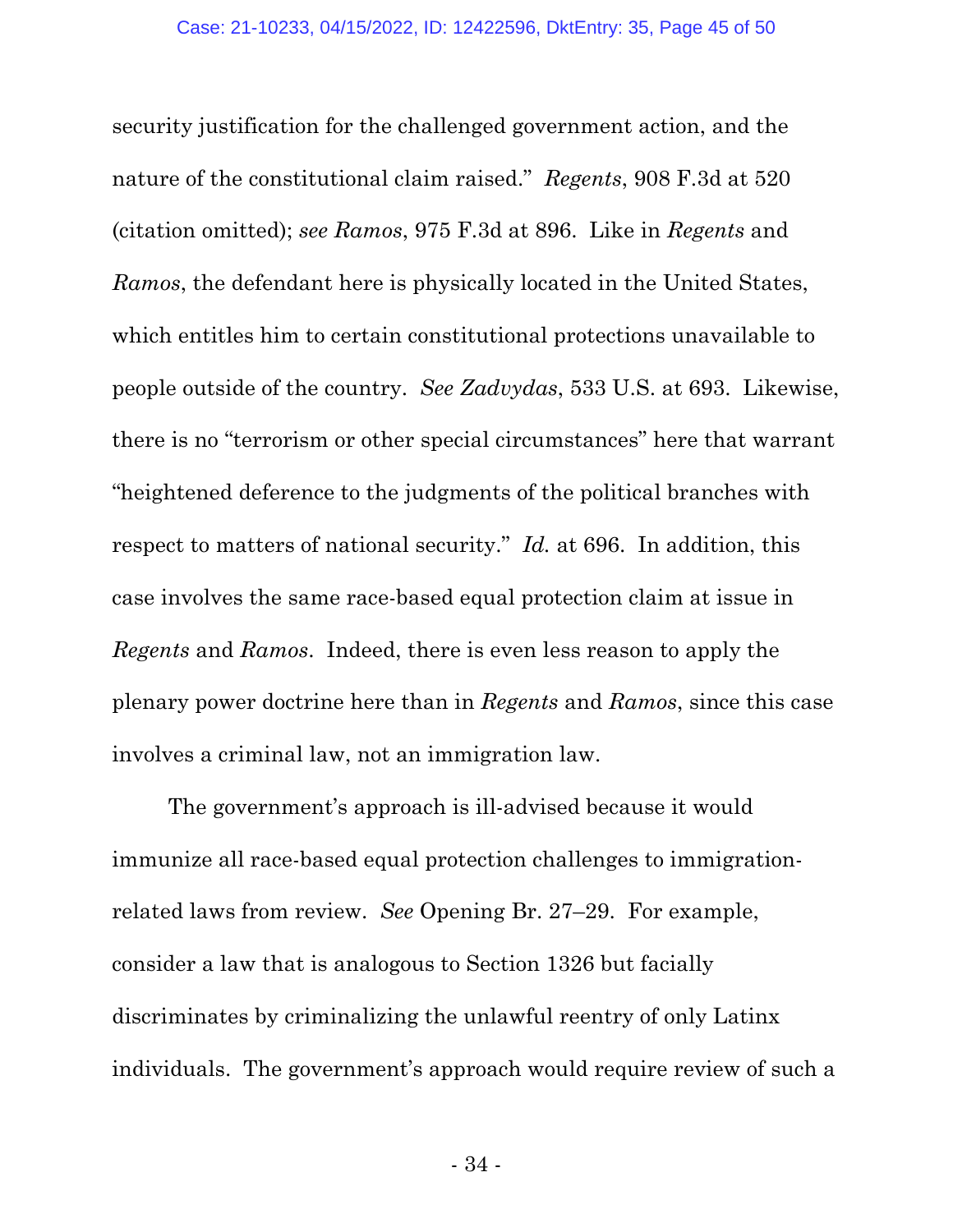security justification for the challenged government action, and the nature of the constitutional claim raised." *Regents*, 908 F.3d at 520 (citation omitted); *see Ramos*, 975 F.3d at 896. Like in *Regents* and *Ramos*, the defendant here is physically located in the United States, which entitles him to certain constitutional protections unavailable to people outside of the country. *See Zadvydas*, 533 U.S. at 693. Likewise, there is no "terrorism or other special circumstances" here that warrant "heightened deference to the judgments of the political branches with respect to matters of national security." *Id.* at 696. In addition, this case involves the same race-based equal protection claim at issue in *Regents* and *Ramos*. Indeed, there is even less reason to apply the plenary power doctrine here than in *Regents* and *Ramos*, since this case involves a criminal law, not an immigration law.

The government's approach is ill-advised because it would immunize all race-based equal protection challenges to immigration-related laws from review. *See* Opening Br. 27–29. For example, consider a law that is analogous to Section 1326 but facially discriminates by criminalizing the unlawful reentry of only Latinx individuals. The government's approach would require review of such a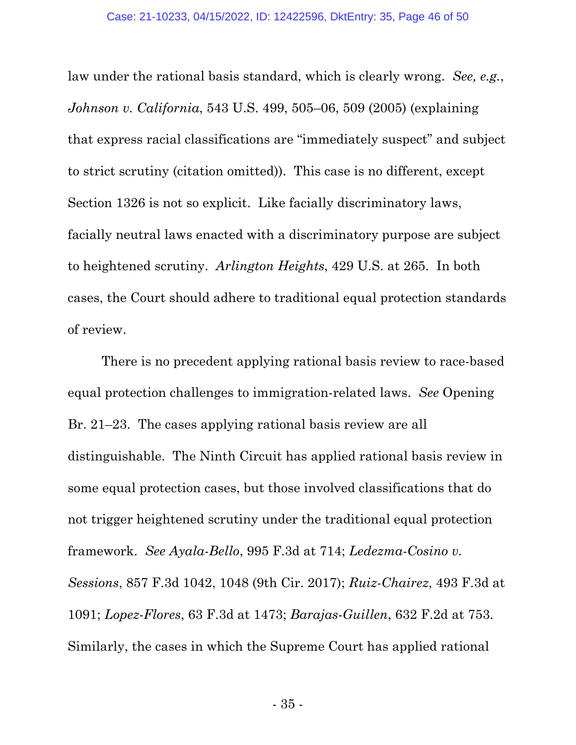law under the rational basis standard, which is clearly wrong. *See, e.g.*, *Johnson v. California*, 543 U.S. 499, 505–06, 509 (2005) (explaining that express racial classifications are "immediately suspect" and subject to strict scrutiny (citation omitted)). This case is no different, except Section 1326 is not so explicit. Like facially discriminatory laws, facially neutral laws enacted with a discriminatory purpose are subject to heightened scrutiny. *Arlington Heights*, 429 U.S. at 265. In both cases, the Court should adhere to traditional equal protection standards of review.

There is no precedent applying rational basis review to race-based equal protection challenges to immigration-related laws. *See* Opening Br. 21–23. The cases applying rational basis review are all distinguishable. The Ninth Circuit has applied rational basis review in some equal protection cases, but those involved classifications that do not trigger heightened scrutiny under the traditional equal protection framework. *See Ayala-Bello*, 995 F.3d at 714; *Ledezma-Cosino v. Sessions*, 857 F.3d 1042, 1048 (9th Cir. 2017); *Ruiz-Chairez*, 493 F.3d at 1091; *Lopez-Flores*, 63 F.3d at 1473; *Barajas-Guillen*, 632 F.2d at 753. Similarly, the cases in which the Supreme Court has applied rational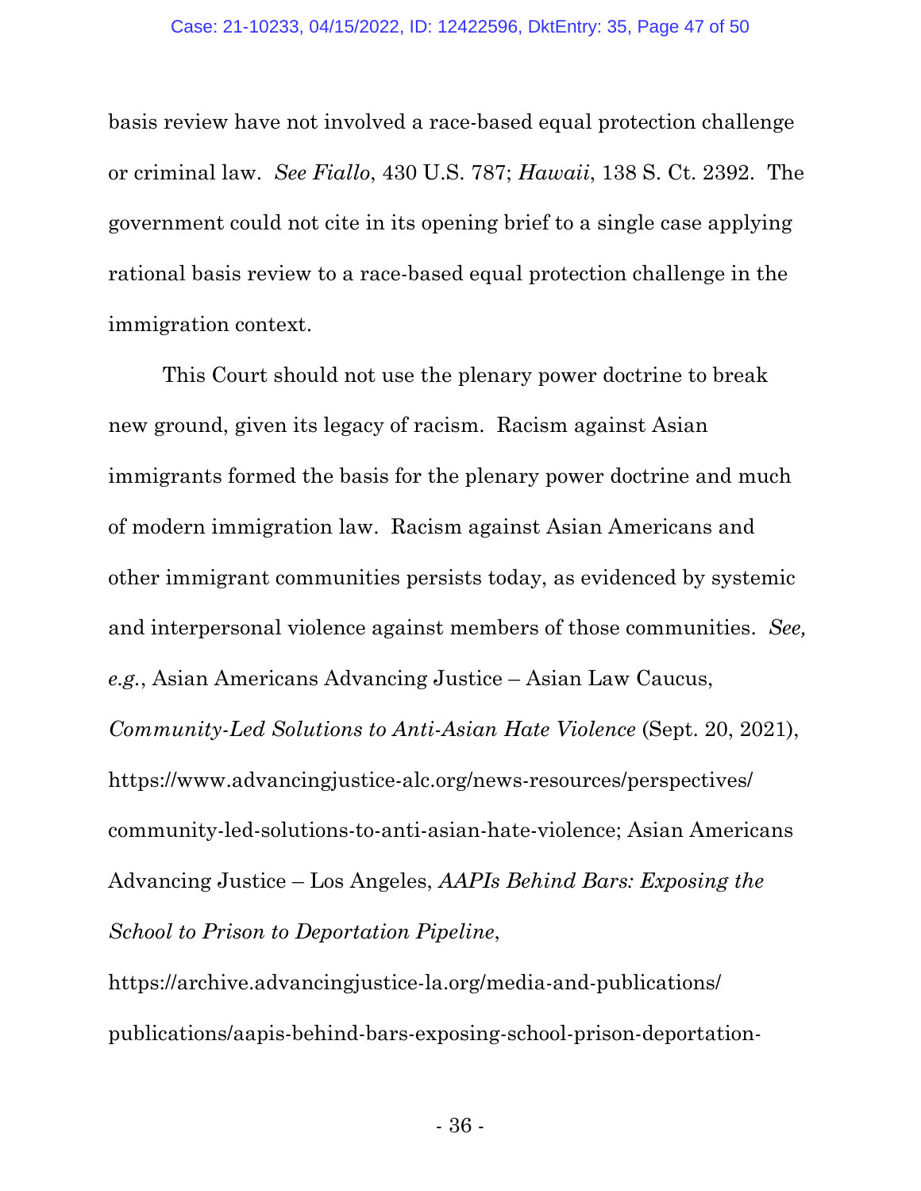basis review have not involved a race-based equal protection challenge or criminal law. *See Fiallo*, 430 U.S. 787; *Hawaii*, 138 S. Ct. 2392. The government could not cite in its opening brief to a single case applying rational basis review to a race-based equal protection challenge in the immigration context.

This Court should not use the plenary power doctrine to break new ground, given its legacy of racism. Racism against Asian immigrants formed the basis for the plenary power doctrine and much of modern immigration law. Racism against Asian Americans and other immigrant communities persists today, as evidenced by systemic and interpersonal violence against members of those communities. *See, e.g.*, Asian Americans Advancing Justice – Asian Law Caucus, *Community-Led Solutions to Anti-Asian Hate Violence* (Sept. 20, 2021), https://www.advancingjustice-alc.org/news-resources/perspectives/community-led-solutions-to-anti-asian-hate-violence; Asian Americans Advancing Justice – Los Angeles, *AAPIs Behind Bars: Exposing the School to Prison to Deportation Pipeline*, https://archive.advancingjustice-la.org/media-and-publications/publications/aapis-behind-bars-exposing-school-prison-deportation-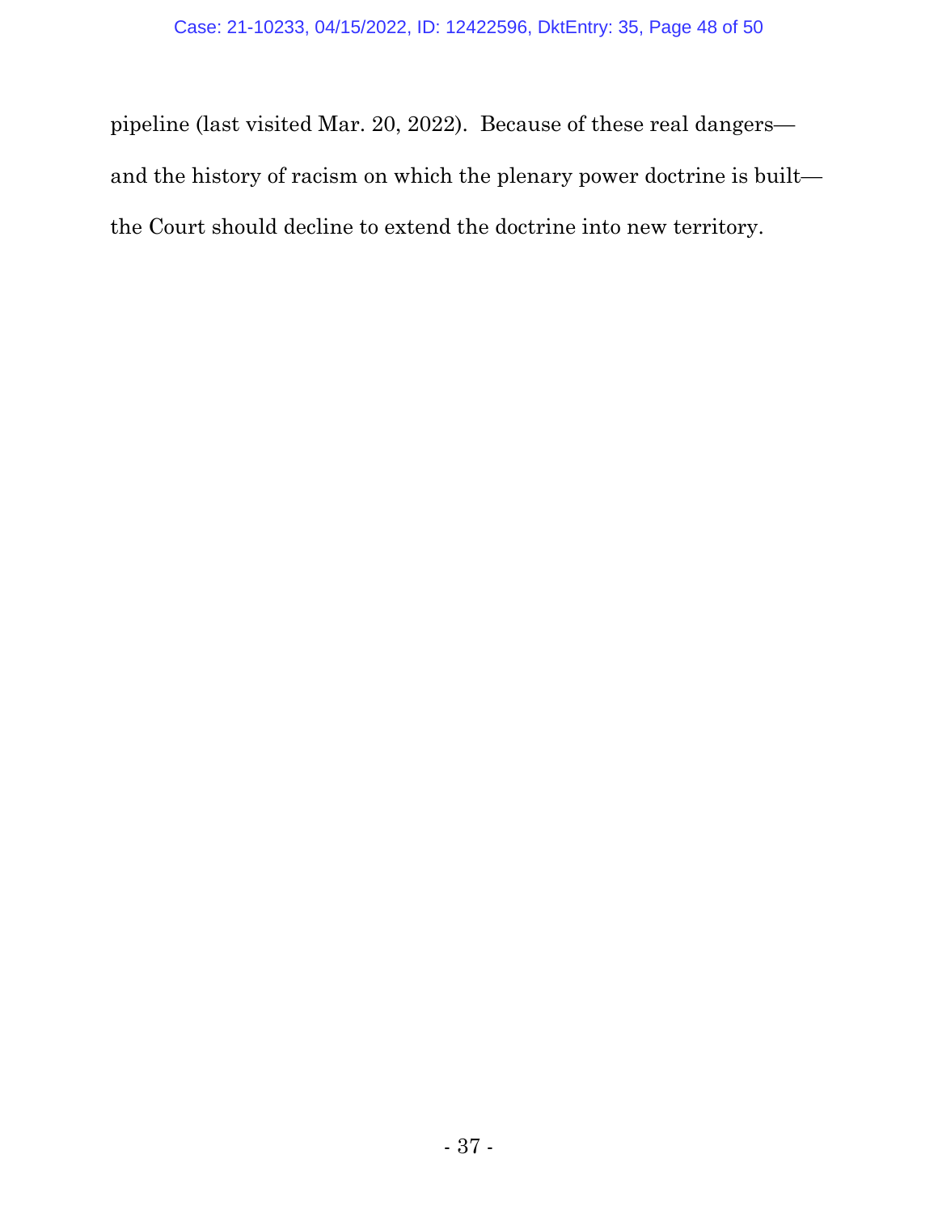pipeline (last visited Mar. 20, 2022). Because of these real dangers—and the history of racism on which the plenary power doctrine is built—the Court should decline to extend the doctrine into new territory.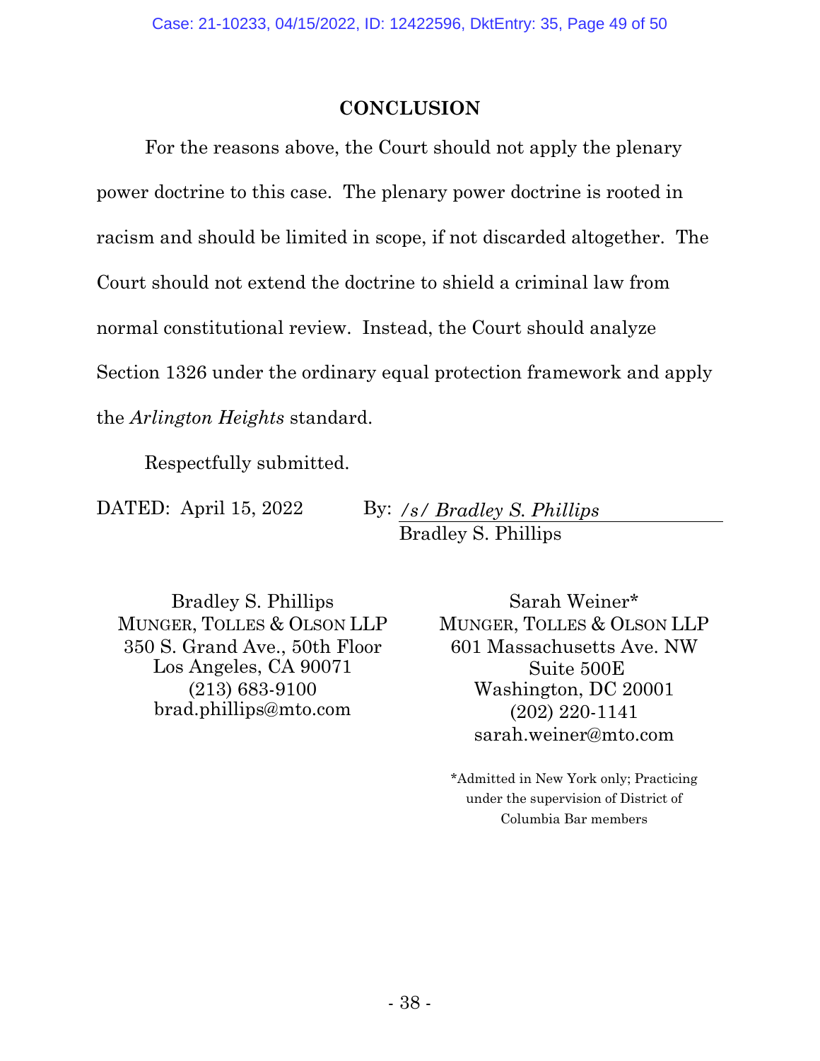## CONCLUSION

For the reasons above, the Court should not apply the plenary power doctrine to this case. The plenary power doctrine is rooted in racism and should be limited in scope, if not discarded altogether. The Court should not extend the doctrine to shield a criminal law from normal constitutional review. Instead, the Court should analyze Section 1326 under the ordinary equal protection framework and apply the *Arlington Heights* standard.

Respectfully submitted.

DATED: April 15, 2022

By: */s/ Bradley S. Phillips*
Bradley S. Phillips

Bradley S. Phillips
MUNGER, TOLLES & OLSON LLP
350 S. Grand Ave., 50th Floor
Los Angeles, CA 90071
(213) 683-9100
brad.phillips@mto.com

Sarah Weiner*
MUNGER, TOLLES & OLSON LLP
601 Massachusetts Ave. NW
Suite 500E
Washington, DC 20001
(202) 220-1141
sarah.weiner@mto.com

*Admitted in New York only; Practicing under the supervision of District of Columbia Bar members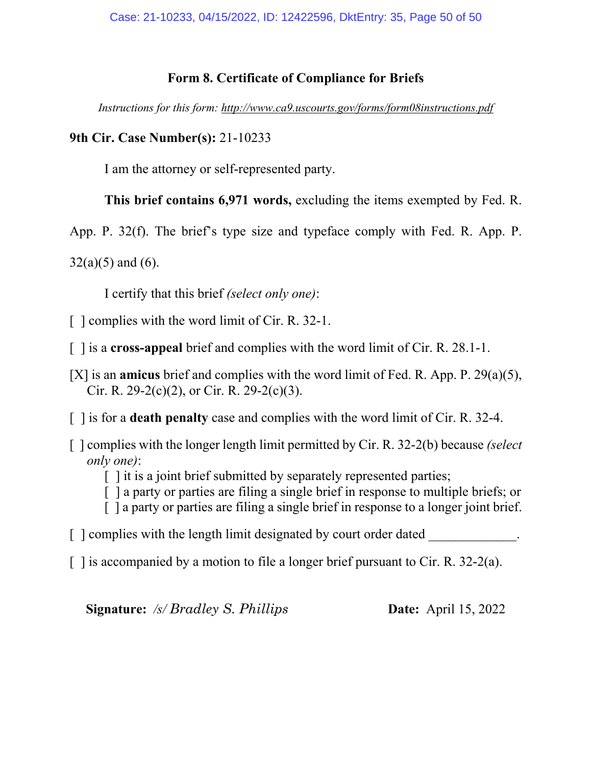## Form 8. Certificate of Compliance for Briefs

*Instructions for this form: http://www.ca9.uscourts.gov/forms/form08instructions.pdf*

**9th Cir. Case Number(s):** 21-10233

I am the attorney or self-represented party.

**This brief contains 6,971 words,** excluding the items exempted by Fed. R. App. P. 32(f). The brief's type size and typeface comply with Fed. R. App. P. 32(a)(5) and (6).

I certify that this brief *(select only one)*:

[ ] complies with the word limit of Cir. R. 32-1.

[ ] is a **cross-appeal** brief and complies with the word limit of Cir. R. 28.1-1.

[X] is an **amicus** brief and complies with the word limit of Fed. R. App. P. 29(a)(5), Cir. R. 29-2(c)(2), or Cir. R. 29-2(c)(3).

[ ] is for a **death penalty** case and complies with the word limit of Cir. R. 32-4.

[ ] complies with the longer length limit permitted by Cir. R. 32-2(b) because *(select only one)*:

- [ ] it is a joint brief submitted by separately represented parties;
- [ ] a party or parties are filing a single brief in response to multiple briefs; or
- [ ] a party or parties are filing a single brief in response to a longer joint brief.

[ ] complies with the length limit designated by court order dated _____________.

[ ] is accompanied by a motion to file a longer brief pursuant to Cir. R. 32-2(a).

**Signature:** */s/ Bradley S. Phillips* **Date:** April 15, 2022